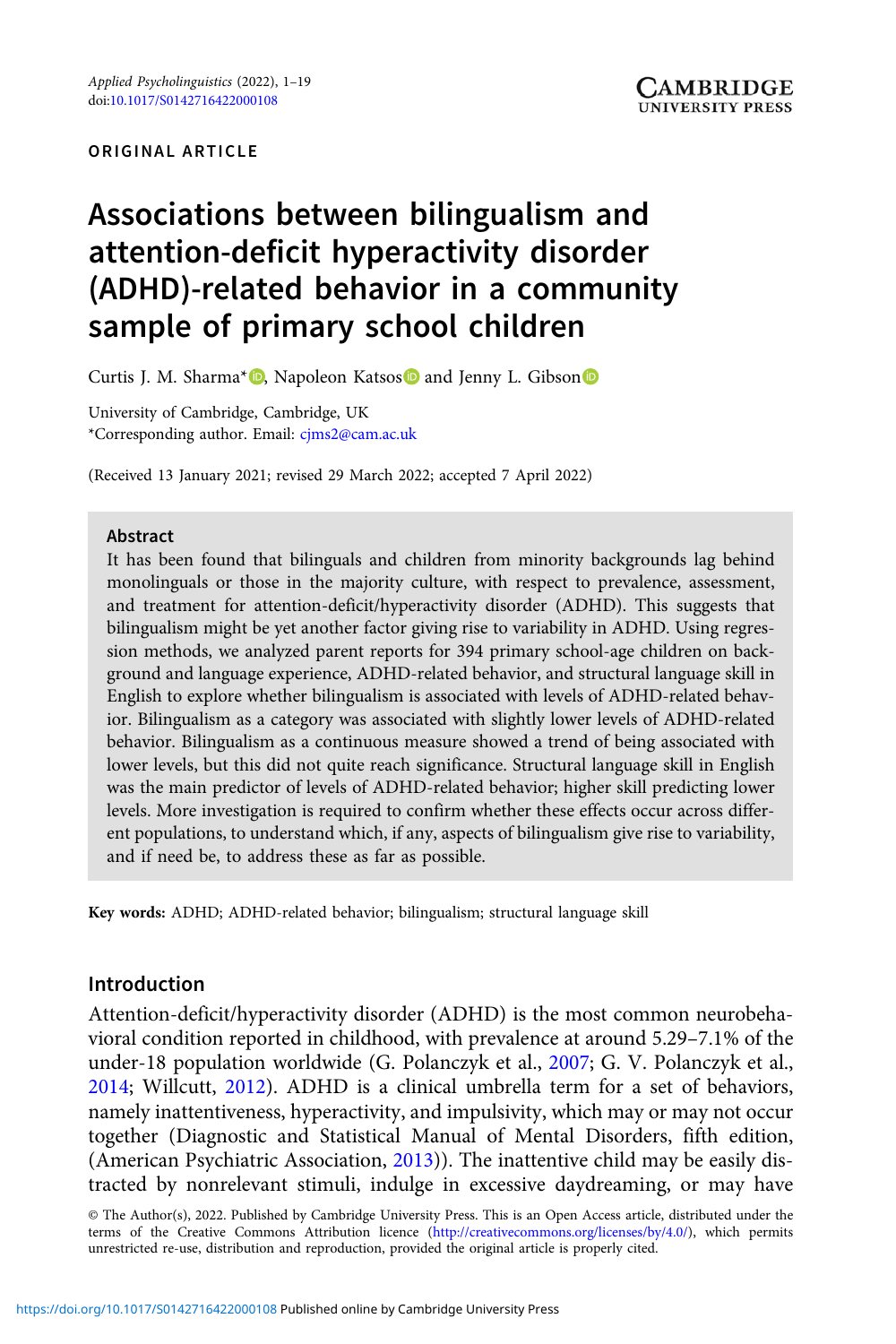ORIGINAL ARTICLE

# Associations between bilingualism and attention-deficit hyperactivity disorder (ADHD)-related behavior in a community sample of primary school children

Curtis J. M. Sharma*, Napoleon Katsos and Jenny L. Gibson

University of Cambridge, Cambridge, UK
*Corresponding author. Email: cjms2@cam.ac.uk

(Received 13 January 2021; revised 29 March 2022; accepted 7 April 2022)

## Abstract

It has been found that bilinguals and children from minority backgrounds lag behind monolinguals or those in the majority culture, with respect to prevalence, assessment, and treatment for attention-deficit/hyperactivity disorder (ADHD). This suggests that bilingualism might be yet another factor giving rise to variability in ADHD. Using regression methods, we analyzed parent reports for 394 primary school-age children on background and language experience, ADHD-related behavior, and structural language skill in English to explore whether bilingualism is associated with levels of ADHD-related behavior. Bilingualism as a category was associated with slightly lower levels of ADHD-related behavior. Bilingualism as a continuous measure showed a trend of being associated with lower levels, but this did not quite reach significance. Structural language skill in English was the main predictor of levels of ADHD-related behavior; higher skill predicting lower levels. More investigation is required to confirm whether these effects occur across different populations, to understand which, if any, aspects of bilingualism give rise to variability, and if need be, to address these as far as possible.

**Key words:** ADHD; ADHD-related behavior; bilingualism; structural language skill

## Introduction

Attention-deficit/hyperactivity disorder (ADHD) is the most common neurobehavioral condition reported in childhood, with prevalence at around 5.29–7.1% of the under-18 population worldwide (G. Polanczyk et al., 2007; G. V. Polanczyk et al., 2014; Willcutt, 2012). ADHD is a clinical umbrella term for a set of behaviors, namely inattentiveness, hyperactivity, and impulsivity, which may or may not occur together (Diagnostic and Statistical Manual of Mental Disorders, fifth edition, (American Psychiatric Association, 2013)). The inattentive child may be easily distracted by nonrelevant stimuli, indulge in excessive daydreaming, or may have

© The Author(s), 2022. Published by Cambridge University Press. This is an Open Access article, distributed under the terms of the Creative Commons Attribution licence (http://creativecommons.org/licenses/by/4.0/), which permits unrestricted re-use, distribution and reproduction, provided the original article is properly cited.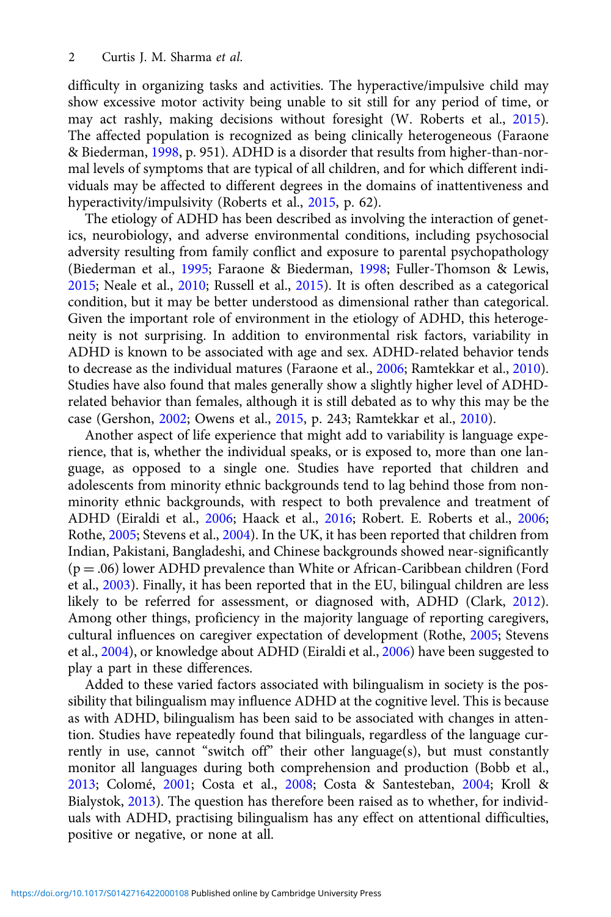difficulty in organizing tasks and activities. The hyperactive/impulsive child may show excessive motor activity being unable to sit still for any period of time, or may act rashly, making decisions without foresight (W. Roberts et al., 2015). The affected population is recognized as being clinically heterogeneous (Faraone & Biederman, 1998, p. 951). ADHD is a disorder that results from higher-than-normal levels of symptoms that are typical of all children, and for which different individuals may be affected to different degrees in the domains of inattentiveness and hyperactivity/impulsivity (Roberts et al., 2015, p. 62).

The etiology of ADHD has been described as involving the interaction of genetics, neurobiology, and adverse environmental conditions, including psychosocial adversity resulting from family conflict and exposure to parental psychopathology (Biederman et al., 1995; Faraone & Biederman, 1998; Fuller-Thomson & Lewis, 2015; Neale et al., 2010; Russell et al., 2015). It is often described as a categorical condition, but it may be better understood as dimensional rather than categorical. Given the important role of environment in the etiology of ADHD, this heterogeneity is not surprising. In addition to environmental risk factors, variability in ADHD is known to be associated with age and sex. ADHD-related behavior tends to decrease as the individual matures (Faraone et al., 2006; Ramtekkar et al., 2010). Studies have also found that males generally show a slightly higher level of ADHD-related behavior than females, although it is still debated as to why this may be the case (Gershon, 2002; Owens et al., 2015, p. 243; Ramtekkar et al., 2010).

Another aspect of life experience that might add to variability is language experience, that is, whether the individual speaks, or is exposed to, more than one language, as opposed to a single one. Studies have reported that children and adolescents from minority ethnic backgrounds tend to lag behind those from non-minority ethnic backgrounds, with respect to both prevalence and treatment of ADHD (Eiraldi et al., 2006; Haack et al., 2016; Robert. E. Roberts et al., 2006; Rothe, 2005; Stevens et al., 2004). In the UK, it has been reported that children from Indian, Pakistani, Bangladeshi, and Chinese backgrounds showed near-significantly ($p = .06$) lower ADHD prevalence than White or African-Caribbean children (Ford et al., 2003). Finally, it has been reported that in the EU, bilingual children are less likely to be referred for assessment, or diagnosed with, ADHD (Clark, 2012). Among other things, proficiency in the majority language of reporting caregivers, cultural influences on caregiver expectation of development (Rothe, 2005; Stevens et al., 2004), or knowledge about ADHD (Eiraldi et al., 2006) have been suggested to play a part in these differences.

Added to these varied factors associated with bilingualism in society is the possibility that bilingualism may influence ADHD at the cognitive level. This is because as with ADHD, bilingualism has been said to be associated with changes in attention. Studies have repeatedly found that bilinguals, regardless of the language currently in use, cannot "switch off" their other language(s), but must constantly monitor all languages during both comprehension and production (Bobb et al., 2013; Colomé, 2001; Costa et al., 2008; Costa & Santesteban, 2004; Kroll & Bialystok, 2013). The question has therefore been raised as to whether, for individuals with ADHD, practising bilingualism has any effect on attentional difficulties, positive or negative, or none at all.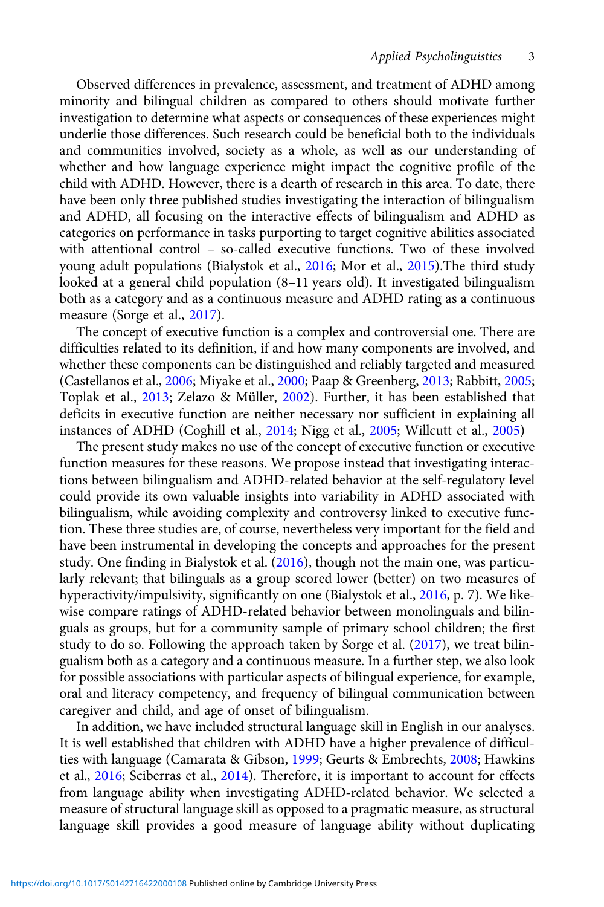Observed differences in prevalence, assessment, and treatment of ADHD among minority and bilingual children as compared to others should motivate further investigation to determine what aspects or consequences of these experiences might underlie those differences. Such research could be beneficial both to the individuals and communities involved, society as a whole, as well as our understanding of whether and how language experience might impact the cognitive profile of the child with ADHD. However, there is a dearth of research in this area. To date, there have been only three published studies investigating the interaction of bilingualism and ADHD, all focusing on the interactive effects of bilingualism and ADHD as categories on performance in tasks purporting to target cognitive abilities associated with attentional control – so-called executive functions. Two of these involved young adult populations (Bialystok et al., 2016; Mor et al., 2015).The third study looked at a general child population (8–11 years old). It investigated bilingualism both as a category and as a continuous measure and ADHD rating as a continuous measure (Sorge et al., 2017).

The concept of executive function is a complex and controversial one. There are difficulties related to its definition, if and how many components are involved, and whether these components can be distinguished and reliably targeted and measured (Castellanos et al., 2006; Miyake et al., 2000; Paap & Greenberg, 2013; Rabbitt, 2005; Toplak et al., 2013; Zelazo & Müller, 2002). Further, it has been established that deficits in executive function are neither necessary nor sufficient in explaining all instances of ADHD (Coghill et al., 2014; Nigg et al., 2005; Willcutt et al., 2005)

The present study makes no use of the concept of executive function or executive function measures for these reasons. We propose instead that investigating interactions between bilingualism and ADHD-related behavior at the self-regulatory level could provide its own valuable insights into variability in ADHD associated with bilingualism, while avoiding complexity and controversy linked to executive function. These three studies are, of course, nevertheless very important for the field and have been instrumental in developing the concepts and approaches for the present study. One finding in Bialystok et al. (2016), though not the main one, was particularly relevant; that bilinguals as a group scored lower (better) on two measures of hyperactivity/impulsivity, significantly on one (Bialystok et al., 2016, p. 7). We likewise compare ratings of ADHD-related behavior between monolinguals and bilinguals as groups, but for a community sample of primary school children; the first study to do so. Following the approach taken by Sorge et al. (2017), we treat bilingualism both as a category and a continuous measure. In a further step, we also look for possible associations with particular aspects of bilingual experience, for example, oral and literacy competency, and frequency of bilingual communication between caregiver and child, and age of onset of bilingualism.

In addition, we have included structural language skill in English in our analyses. It is well established that children with ADHD have a higher prevalence of difficulties with language (Camarata & Gibson, 1999; Geurts & Embrechts, 2008; Hawkins et al., 2016; Sciberras et al., 2014). Therefore, it is important to account for effects from language ability when investigating ADHD-related behavior. We selected a measure of structural language skill as opposed to a pragmatic measure, as structural language skill provides a good measure of language ability without duplicating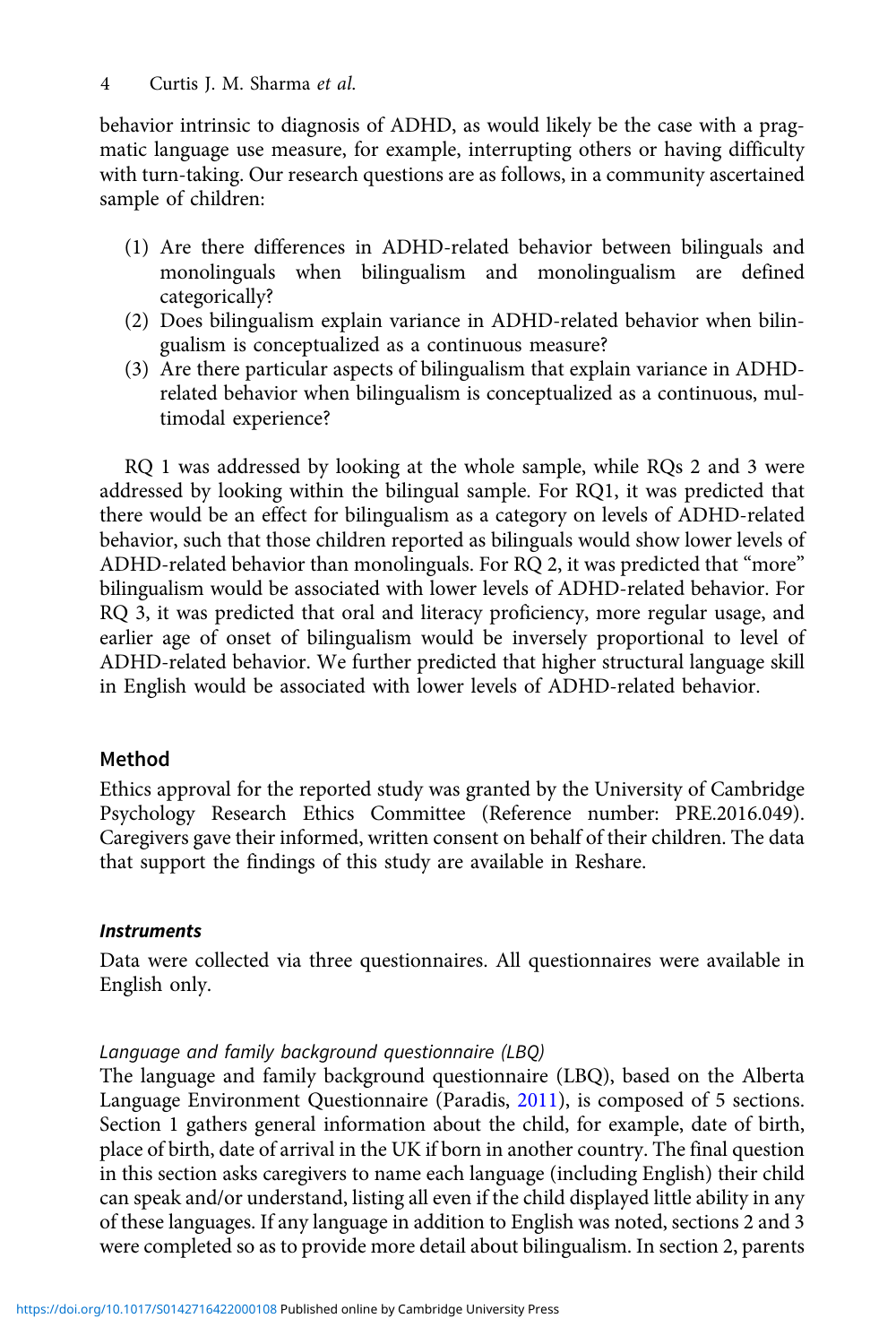behavior intrinsic to diagnosis of ADHD, as would likely be the case with a pragmatic language use measure, for example, interrupting others or having difficulty with turn-taking. Our research questions are as follows, in a community ascertained sample of children:

1. Are there differences in ADHD-related behavior between bilinguals and monolinguals when bilingualism and monolingualism are defined categorically?
2. Does bilingualism explain variance in ADHD-related behavior when bilingualism is conceptualized as a continuous measure?
3. Are there particular aspects of bilingualism that explain variance in ADHD-related behavior when bilingualism is conceptualized as a continuous, multimodal experience?

RQ 1 was addressed by looking at the whole sample, while RQs 2 and 3 were addressed by looking within the bilingual sample. For RQ1, it was predicted that there would be an effect for bilingualism as a category on levels of ADHD-related behavior, such that those children reported as bilinguals would show lower levels of ADHD-related behavior than monolinguals. For RQ 2, it was predicted that "more" bilingualism would be associated with lower levels of ADHD-related behavior. For RQ 3, it was predicted that oral and literacy proficiency, more regular usage, and earlier age of onset of bilingualism would be inversely proportional to level of ADHD-related behavior. We further predicted that higher structural language skill in English would be associated with lower levels of ADHD-related behavior.

## Method

Ethics approval for the reported study was granted by the University of Cambridge Psychology Research Ethics Committee (Reference number: PRE.2016.049). Caregivers gave their informed, written consent on behalf of their children. The data that support the findings of this study are available in Reshare.

### *Instruments*

Data were collected via three questionnaires. All questionnaires were available in English only.

#### *Language and family background questionnaire (LBQ)*

The language and family background questionnaire (LBQ), based on the Alberta Language Environment Questionnaire (Paradis, 2011), is composed of 5 sections. Section 1 gathers general information about the child, for example, date of birth, place of birth, date of arrival in the UK if born in another country. The final question in this section asks caregivers to name each language (including English) their child can speak and/or understand, listing all even if the child displayed little ability in any of these languages. If any language in addition to English was noted, sections 2 and 3 were completed so as to provide more detail about bilingualism. In section 2, parents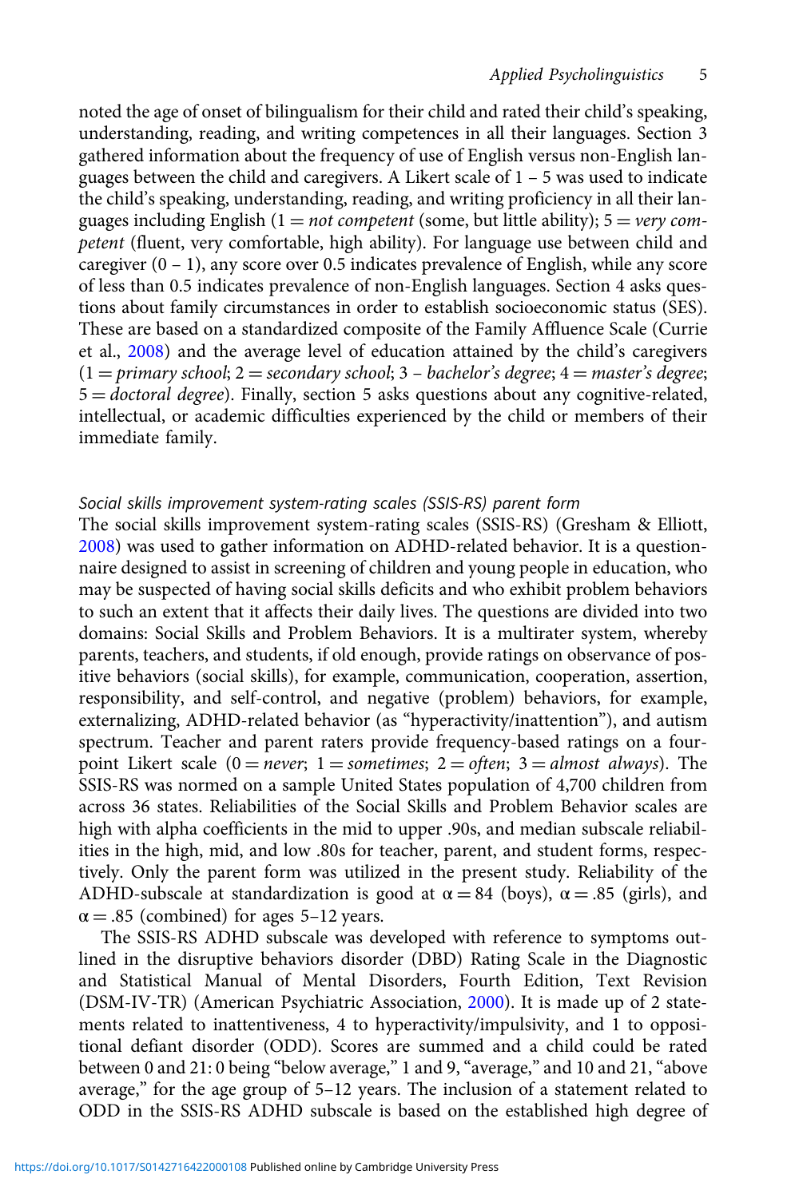noted the age of onset of bilingualism for their child and rated their child's speaking, understanding, reading, and writing competences in all their languages. Section 3 gathered information about the frequency of use of English versus non-English languages between the child and caregivers. A Likert scale of 1 – 5 was used to indicate the child's speaking, understanding, reading, and writing proficiency in all their languages including English (1 = *not competent* (some, but little ability); 5 = *very competent* (fluent, very comfortable, high ability). For language use between child and caregiver (0 – 1), any score over 0.5 indicates prevalence of English, while any score of less than 0.5 indicates prevalence of non-English languages. Section 4 asks questions about family circumstances in order to establish socioeconomic status (SES). These are based on a standardized composite of the Family Affluence Scale (Currie et al., 2008) and the average level of education attained by the child's caregivers (1 = *primary school*; 2 = *secondary school*; 3 – *bachelor's degree*; 4 = *master's degree*; 5 = *doctoral degree*). Finally, section 5 asks questions about any cognitive-related, intellectual, or academic difficulties experienced by the child or members of their immediate family.

### *Social skills improvement system-rating scales (SSIS-RS) parent form*

The social skills improvement system-rating scales (SSIS-RS) (Gresham & Elliott, 2008) was used to gather information on ADHD-related behavior. It is a questionnaire designed to assist in screening of children and young people in education, who may be suspected of having social skills deficits and who exhibit problem behaviors to such an extent that it affects their daily lives. The questions are divided into two domains: Social Skills and Problem Behaviors. It is a multirater system, whereby parents, teachers, and students, if old enough, provide ratings on observance of positive behaviors (social skills), for example, communication, cooperation, assertion, responsibility, and self-control, and negative (problem) behaviors, for example, externalizing, ADHD-related behavior (as "hyperactivity/inattention"), and autism spectrum. Teacher and parent raters provide frequency-based ratings on a four-point Likert scale (0 = *never*; 1 = *sometimes*; 2 = *often*; 3 = *almost always*). The SSIS-RS was normed on a sample United States population of 4,700 children from across 36 states. Reliabilities of the Social Skills and Problem Behavior scales are high with alpha coefficients in the mid to upper .90s, and median subscale reliabilities in the high, mid, and low .80s for teacher, parent, and student forms, respectively. Only the parent form was utilized in the present study. Reliability of the ADHD-subscale at standardization is good at $\alpha = 84$ (boys), $\alpha = .85$ (girls), and $\alpha = .85$ (combined) for ages 5–12 years.

The SSIS-RS ADHD subscale was developed with reference to symptoms outlined in the disruptive behaviors disorder (DBD) Rating Scale in the Diagnostic and Statistical Manual of Mental Disorders, Fourth Edition, Text Revision (DSM-IV-TR) (American Psychiatric Association, 2000). It is made up of 2 statements related to inattentiveness, 4 to hyperactivity/impulsivity, and 1 to oppositional defiant disorder (ODD). Scores are summed and a child could be rated between 0 and 21: 0 being "below average," 1 and 9, "average," and 10 and 21, "above average," for the age group of 5–12 years. The inclusion of a statement related to ODD in the SSIS-RS ADHD subscale is based on the established high degree of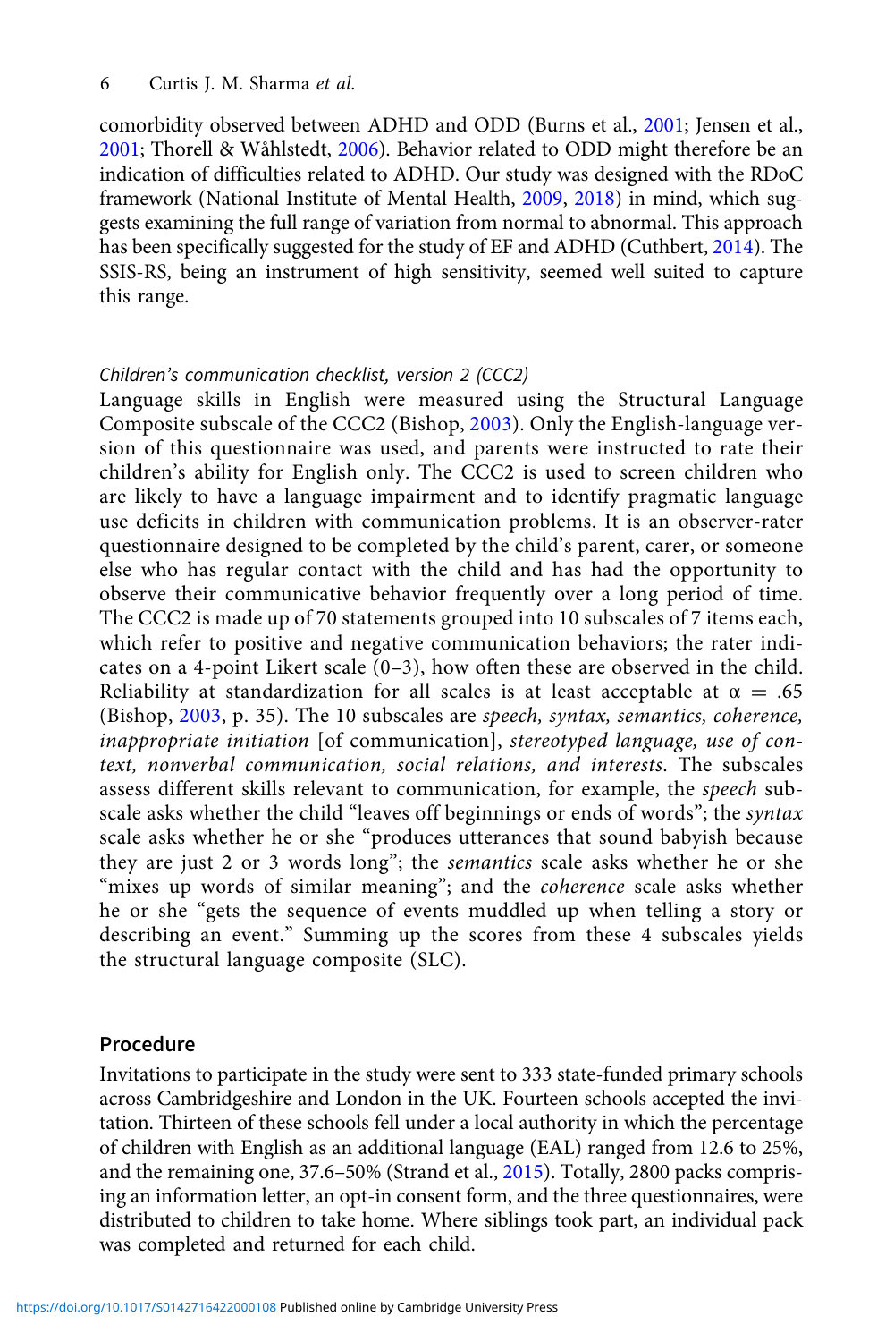comorbidity observed between ADHD and ODD (Burns et al., 2001; Jensen et al., 2001; Thorell & Wåhlstedt, 2006). Behavior related to ODD might therefore be an indication of difficulties related to ADHD. Our study was designed with the RDoC framework (National Institute of Mental Health, 2009, 2018) in mind, which suggests examining the full range of variation from normal to abnormal. This approach has been specifically suggested for the study of EF and ADHD (Cuthbert, 2014). The SSIS-RS, being an instrument of high sensitivity, seemed well suited to capture this range.

#### *Children's communication checklist, version 2 (CCC2)*

Language skills in English were measured using the Structural Language Composite subscale of the CCC2 (Bishop, 2003). Only the English-language version of this questionnaire was used, and parents were instructed to rate their children's ability for English only. The CCC2 is used to screen children who are likely to have a language impairment and to identify pragmatic language use deficits in children with communication problems. It is an observer-rater questionnaire designed to be completed by the child's parent, carer, or someone else who has regular contact with the child and has had the opportunity to observe their communicative behavior frequently over a long period of time. The CCC2 is made up of 70 statements grouped into 10 subscales of 7 items each, which refer to positive and negative communication behaviors; the rater indicates on a 4-point Likert scale (0–3), how often these are observed in the child. Reliability at standardization for all scales is at least acceptable at $\alpha = .65$ (Bishop, 2003, p. 35). The 10 subscales are *speech, syntax, semantics, coherence, inappropriate initiation* [of communication], *stereotyped language, use of context, nonverbal communication, social relations, and interests*. The subscales assess different skills relevant to communication, for example, the *speech* subscale asks whether the child "leaves off beginnings or ends of words"; the *syntax* scale asks whether he or she "produces utterances that sound babyish because they are just 2 or 3 words long"; the *semantics* scale asks whether he or she "mixes up words of similar meaning"; and the *coherence* scale asks whether he or she "gets the sequence of events muddled up when telling a story or describing an event." Summing up the scores from these 4 subscales yields the structural language composite (SLC).

### Procedure

Invitations to participate in the study were sent to 333 state-funded primary schools across Cambridgeshire and London in the UK. Fourteen schools accepted the invitation. Thirteen of these schools fell under a local authority in which the percentage of children with English as an additional language (EAL) ranged from 12.6 to 25%, and the remaining one, 37.6–50% (Strand et al., 2015). Totally, 2800 packs comprising an information letter, an opt-in consent form, and the three questionnaires, were distributed to children to take home. Where siblings took part, an individual pack was completed and returned for each child.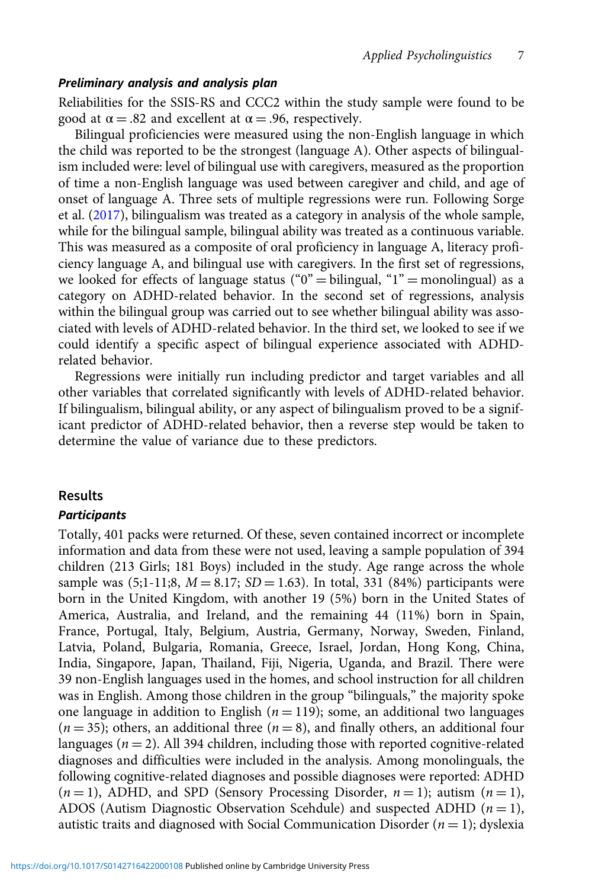### *Preliminary analysis and analysis plan*

Reliabilities for the SSIS-RS and CCC2 within the study sample were found to be good at $\alpha = .82$ and excellent at $\alpha = .96$, respectively.

Bilingual proficiencies were measured using the non-English language in which the child was reported to be the strongest (language A). Other aspects of bilingualism included were: level of bilingual use with caregivers, measured as the proportion of time a non-English language was used between caregiver and child, and age of onset of language A. Three sets of multiple regressions were run. Following Sorge et al. (2017), bilingualism was treated as a category in analysis of the whole sample, while for the bilingual sample, bilingual ability was treated as a continuous variable. This was measured as a composite of oral proficiency in language A, literacy proficiency language A, and bilingual use with caregivers. In the first set of regressions, we looked for effects of language status ("0" = bilingual, "1" = monolingual) as a category on ADHD-related behavior. In the second set of regressions, analysis within the bilingual group was carried out to see whether bilingual ability was associated with levels of ADHD-related behavior. In the third set, we looked to see if we could identify a specific aspect of bilingual experience associated with ADHD-related behavior.

Regressions were initially run including predictor and target variables and all other variables that correlated significantly with levels of ADHD-related behavior. If bilingualism, bilingual ability, or any aspect of bilingualism proved to be a significant predictor of ADHD-related behavior, then a reverse step would be taken to determine the value of variance due to these predictors.

## Results

### *Participants*

Totally, 401 packs were returned. Of these, seven contained incorrect or incomplete information and data from these were not used, leaving a sample population of 394 children (213 Girls; 181 Boys) included in the study. Age range across the whole sample was (5;1-11;8, $M = 8.17$; $SD = 1.63$). In total, 331 (84%) participants were born in the United Kingdom, with another 19 (5%) born in the United States of America, Australia, and Ireland, and the remaining 44 (11%) born in Spain, France, Portugal, Italy, Belgium, Austria, Germany, Norway, Sweden, Finland, Latvia, Poland, Bulgaria, Romania, Greece, Israel, Jordan, Hong Kong, China, India, Singapore, Japan, Thailand, Fiji, Nigeria, Uganda, and Brazil. There were 39 non-English languages used in the homes, and school instruction for all children was in English. Among those children in the group "bilinguals," the majority spoke one language in addition to English ($n = 119$); some, an additional two languages ($n = 35$); others, an additional three ($n = 8$), and finally others, an additional four languages ($n = 2$). All 394 children, including those with reported cognitive-related diagnoses and difficulties were included in the analysis. Among monolinguals, the following cognitive-related diagnoses and possible diagnoses were reported: ADHD ($n = 1$), ADHD, and SPD (Sensory Processing Disorder, $n = 1$); autism ($n = 1$), ADOS (Autism Diagnostic Observation Scehdule) and suspected ADHD ($n = 1$), autistic traits and diagnosed with Social Communication Disorder ($n = 1$); dyslexia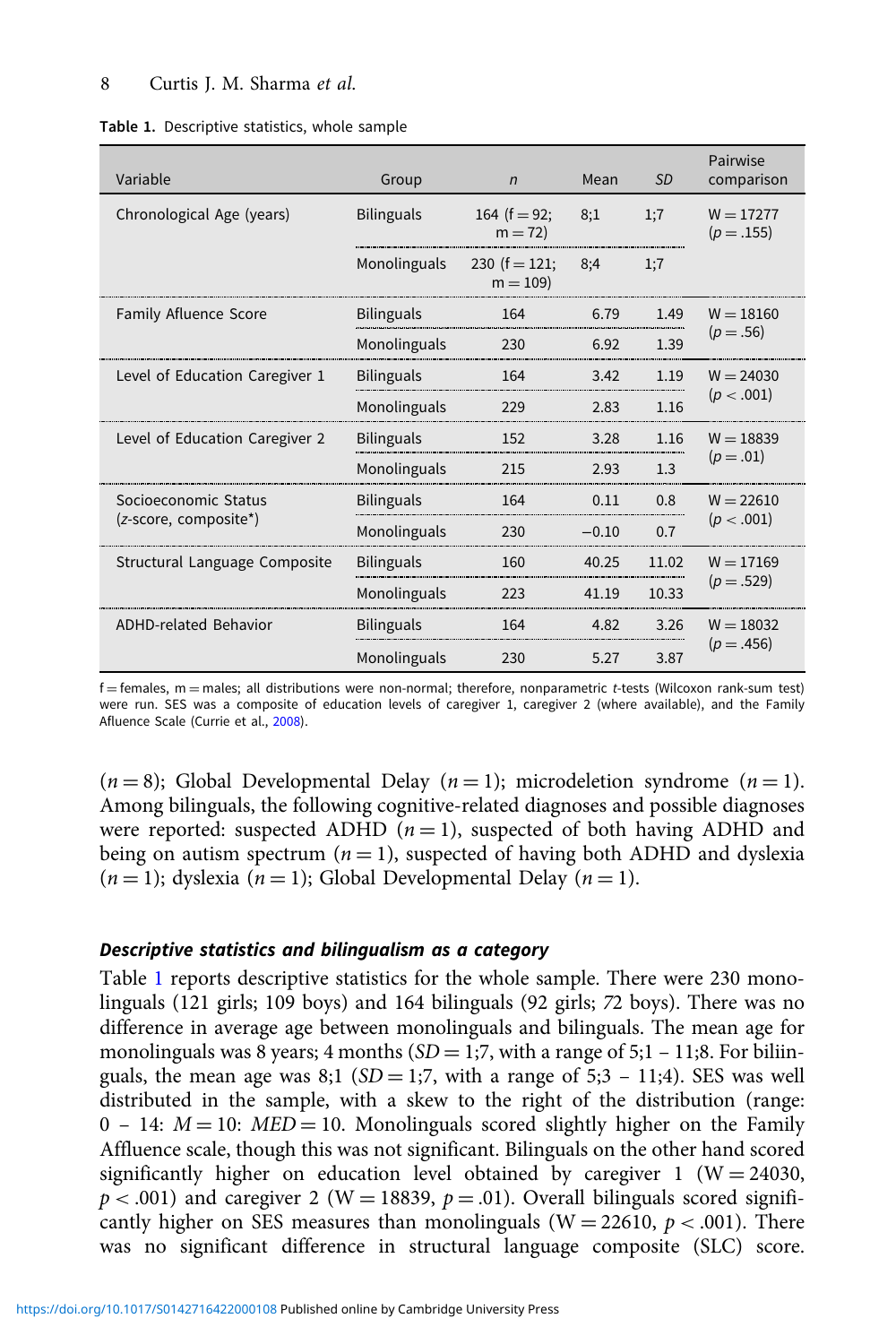**Table 1.** Descriptive statistics, whole sample

| Variable | Group | *n* | Mean | *SD* | Pairwise comparison |
|---|---|---|---|---|---|
| Chronological Age (years) | Bilinguals | 164 (f = 92; m = 72) | 8;1 | 1;7 | W = 17277 ($p = .155$) |
| | Monolinguals | 230 (f = 121; m = 109) | 8;4 | 1;7 | |
| Family Afluence Score | Bilinguals | 164 | 6.79 | 1.49 | W = 18160 ($p = .56$) |
| | Monolinguals | 230 | 6.92 | 1.39 | |
| Level of Education Caregiver 1 | Bilinguals | 164 | 3.42 | 1.19 | W = 24030 ($p < .001$) |
| | Monolinguals | 229 | 2.83 | 1.16 | |
| Level of Education Caregiver 2 | Bilinguals | 152 | 3.28 | 1.16 | W = 18839 ($p = .01$) |
| | Monolinguals | 215 | 2.93 | 1.3 | |
| Socioeconomic Status (*z*-score, composite*) | Bilinguals | 164 | 0.11 | 0.8 | W = 22610 ($p < .001$) |
| | Monolinguals | 230 | −0.10 | 0.7 | |
| Structural Language Composite | Bilinguals | 160 | 40.25 | 11.02 | W = 17169 ($p = .529$) |
| | Monolinguals | 223 | 41.19 | 10.33 | |
| ADHD-related Behavior | Bilinguals | 164 | 4.82 | 3.26 | W = 18032 ($p = .456$) |
| | Monolinguals | 230 | 5.27 | 3.87 | |

f = females, m = males; all distributions were non-normal; therefore, nonparametric *t*-tests (Wilcoxon rank-sum test) were run. SES was a composite of education levels of caregiver 1, caregiver 2 (where available), and the Family Afluence Scale (Currie et al., 2008).

($n = 8$); Global Developmental Delay ($n = 1$); microdeletion syndrome ($n = 1$). Among bilinguals, the following cognitive-related diagnoses and possible diagnoses were reported: suspected ADHD ($n = 1$), suspected of both having ADHD and being on autism spectrum ($n = 1$), suspected of having both ADHD and dyslexia ($n = 1$); dyslexia ($n = 1$); Global Developmental Delay ($n = 1$).

### *Descriptive statistics and bilingualism as a category*

Table 1 reports descriptive statistics for the whole sample. There were 230 monolinguals (121 girls; 109 boys) and 164 bilinguals (92 girls; 72 boys). There was no difference in average age between monolinguals and bilinguals. The mean age for monolinguals was 8 years; 4 months ($SD = 1;7$, with a range of 5;1 – 11;8. For biliinguals, the mean age was 8;1 ($SD = 1;7$, with a range of 5;3 – 11;4). SES was well distributed in the sample, with a skew to the right of the distribution (range: 0 – 14: $M = 10$: $MED = 10$. Monolinguals scored slightly higher on the Family Affluence scale, though this was not significant. Bilinguals on the other hand scored significantly higher on education level obtained by caregiver 1 (W = 24030, $p < .001$) and caregiver 2 (W = 18839, $p = .01$). Overall bilinguals scored significantly higher on SES measures than monolinguals (W = 22610, $p < .001$). There was no significant difference in structural language composite (SLC) score.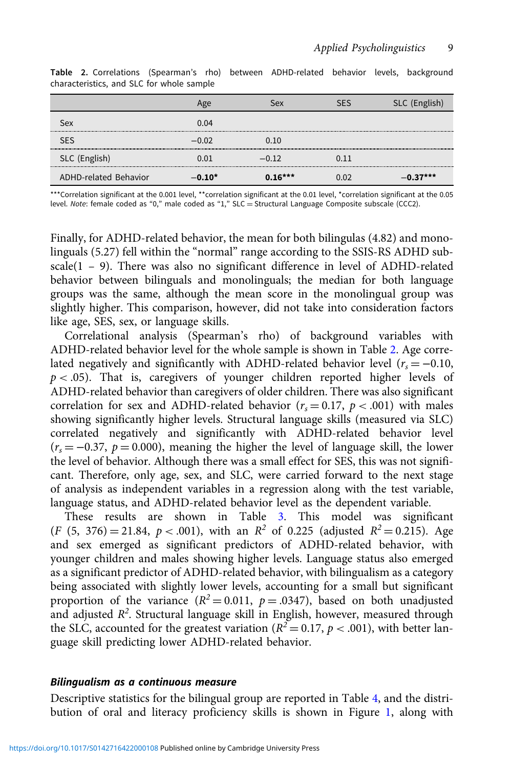**Table 2.** Correlations (Spearman's rho) between ADHD-related behavior levels, background characteristics, and SLC for whole sample

| | Age | Sex | SES | SLC (English) |
|---|---|---|---|---|
| Sex | 0.04 | | | |
| SES | −0.02 | 0.10 | | |
| SLC (English) | 0.01 | −0.12 | 0.11 | |
| ADHD-related Behavior | **−0.10*** | **0.16***** | 0.02 | **−0.37***** |

***Correlation significant at the 0.001 level, **correlation significant at the 0.01 level, *correlation significant at the 0.05 level. *Note*: female coded as "0," male coded as "1," SLC = Structural Language Composite subscale (CCC2).

Finally, for ADHD-related behavior, the mean for both bilingulas (4.82) and monolinguals (5.27) fell within the "normal" range according to the SSIS-RS ADHD subscale(1 – 9). There was also no significant difference in level of ADHD-related behavior between bilinguals and monolinguals; the median for both language groups was the same, although the mean score in the monolingual group was slightly higher. This comparison, however, did not take into consideration factors like age, SES, sex, or language skills.

Correlational analysis (Spearman's rho) of background variables with ADHD-related behavior level for the whole sample is shown in Table 2. Age correlated negatively and significantly with ADHD-related behavior level ($r_s = -0.10$, $p < .05$). That is, caregivers of younger children reported higher levels of ADHD-related behavior than caregivers of older children. There was also significant correlation for sex and ADHD-related behavior ($r_s = 0.17$, $p < .001$) with males showing significantly higher levels. Structural language skills (measured via SLC) correlated negatively and significantly with ADHD-related behavior level ($r_s = -0.37$, $p = 0.000$), meaning the higher the level of language skill, the lower the level of behavior. Although there was a small effect for SES, this was not significant. Therefore, only age, sex, and SLC, were carried forward to the next stage of analysis as independent variables in a regression along with the test variable, language status, and ADHD-related behavior level as the dependent variable.

These results are shown in Table 3. This model was significant ($F$ (5, 376) = 21.84, $p < .001$), with an $R^2$ of 0.225 (adjusted $R^2 = 0.215$). Age and sex emerged as significant predictors of ADHD-related behavior, with younger children and males showing higher levels. Language status also emerged as a significant predictor of ADHD-related behavior, with bilingualism as a category being associated with slightly lower levels, accounting for a small but significant proportion of the variance ($R^2 = 0.011$, $p = .0347$), based on both unadjusted and adjusted $R^2$. Structural language skill in English, however, measured through the SLC, accounted for the greatest variation ($R^2 = 0.17$, $p < .001$), with better language skill predicting lower ADHD-related behavior.

### *Bilingualism as a continuous measure*

Descriptive statistics for the bilingual group are reported in Table 4, and the distribution of oral and literacy proficiency skills is shown in Figure 1, along with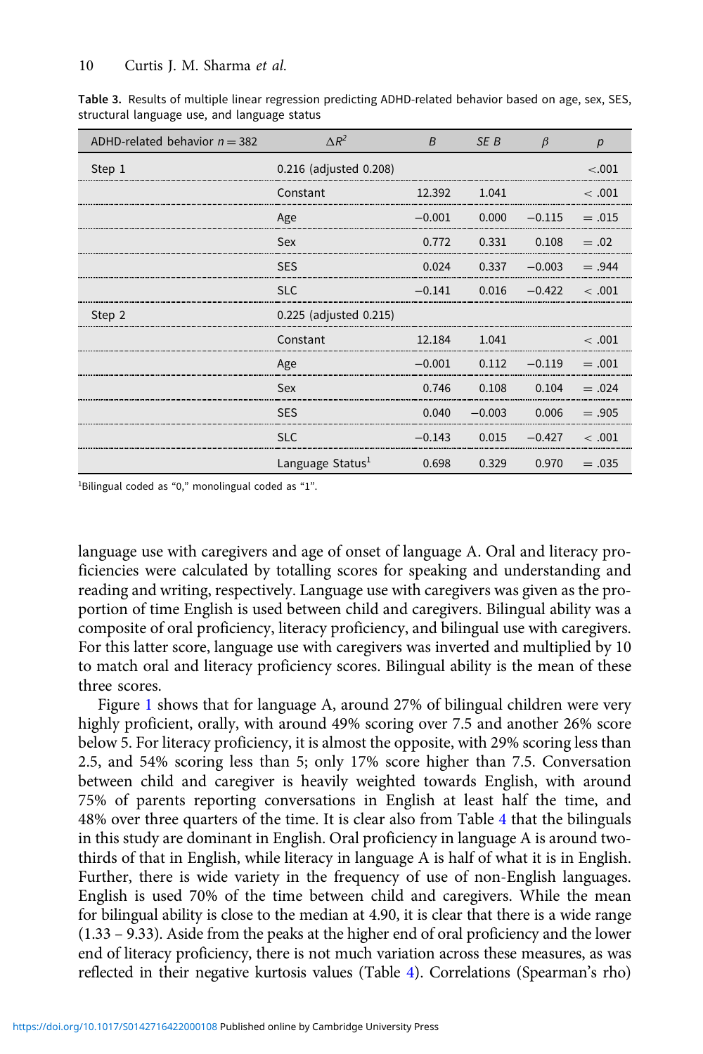**Table 3.** Results of multiple linear regression predicting ADHD-related behavior based on age, sex, SES, structural language use, and language status

| ADHD-related behavior $n = 382$ | $\Delta R^2$ | *B* | *SE B* | $\beta$ | *p* |
|---|---|---|---|---|---|
| Step 1 | 0.216 (adjusted 0.208) | | | | <.001 |
| | Constant | 12.392 | 1.041 | | < .001 |
| | Age | −0.001 | 0.000 | −0.115 | = .015 |
| | Sex | 0.772 | 0.331 | 0.108 | = .02 |
| | SES | 0.024 | 0.337 | −0.003 | = .944 |
| | SLC | −0.141 | 0.016 | −0.422 | < .001 |
| Step 2 | 0.225 (adjusted 0.215) | | | | |
| | Constant | 12.184 | 1.041 | | < .001 |
| | Age | −0.001 | 0.112 | −0.119 | = .001 |
| | Sex | 0.746 | 0.108 | 0.104 | = .024 |
| | SES | 0.040 | −0.003 | 0.006 | = .905 |
| | SLC | −0.143 | 0.015 | −0.427 | < .001 |
| | Language Status[1] | 0.698 | 0.329 | 0.970 | = .035 |

[1]Bilingual coded as "0," monolingual coded as "1".

language use with caregivers and age of onset of language A. Oral and literacy proficiencies were calculated by totalling scores for speaking and understanding and reading and writing, respectively. Language use with caregivers was given as the proportion of time English is used between child and caregivers. Bilingual ability was a composite of oral proficiency, literacy proficiency, and bilingual use with caregivers. For this latter score, language use with caregivers was inverted and multiplied by 10 to match oral and literacy proficiency scores. Bilingual ability is the mean of these three scores.

Figure 1 shows that for language A, around 27% of bilingual children were very highly proficient, orally, with around 49% scoring over 7.5 and another 26% score below 5. For literacy proficiency, it is almost the opposite, with 29% scoring less than 2.5, and 54% scoring less than 5; only 17% score higher than 7.5. Conversation between child and caregiver is heavily weighted towards English, with around 75% of parents reporting conversations in English at least half the time, and 48% over three quarters of the time. It is clear also from Table 4 that the bilinguals in this study are dominant in English. Oral proficiency in language A is around two-thirds of that in English, while literacy in language A is half of what it is in English. Further, there is wide variety in the frequency of use of non-English languages. English is used 70% of the time between child and caregivers. While the mean for bilingual ability is close to the median at 4.90, it is clear that there is a wide range (1.33 – 9.33). Aside from the peaks at the higher end of oral proficiency and the lower end of literacy proficiency, there is not much variation across these measures, as was reflected in their negative kurtosis values (Table 4). Correlations (Spearman's rho)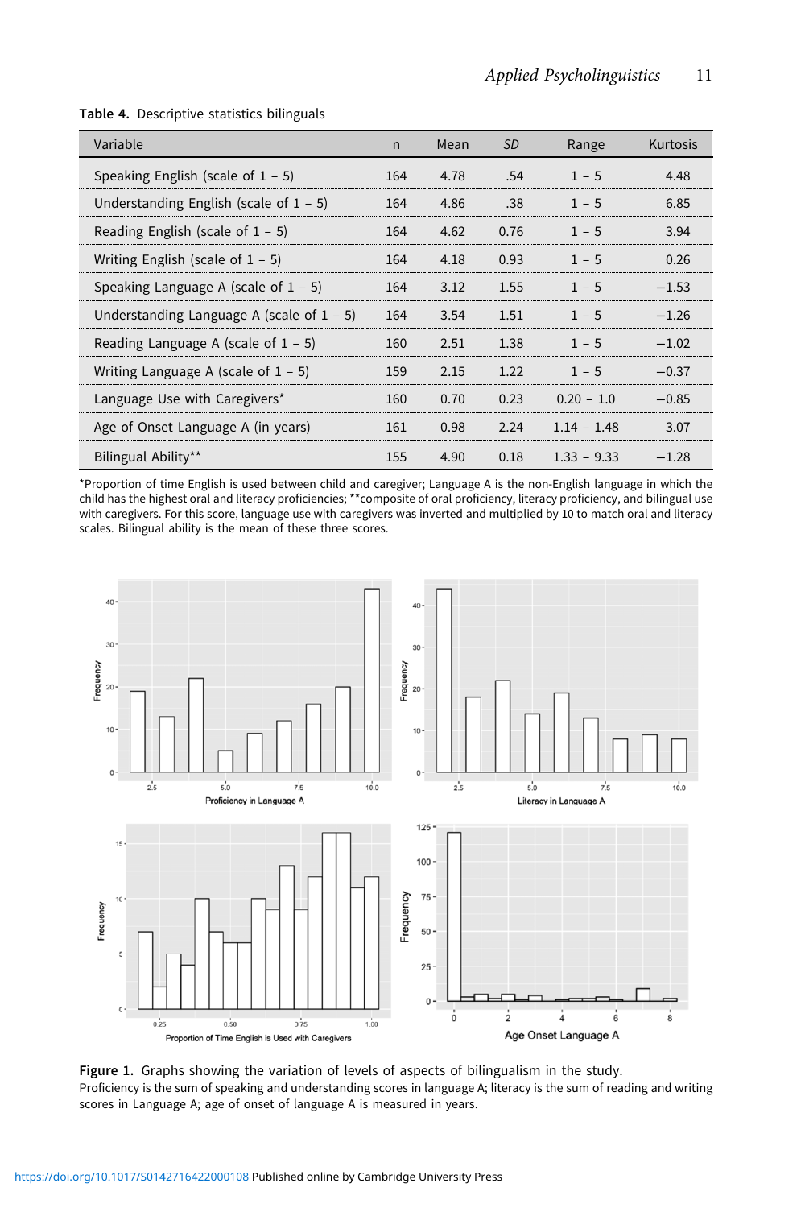**Table 4.** Descriptive statistics bilinguals

| Variable | n | Mean | *SD* | Range | Kurtosis |
|---|---|---|---|---|---|
| Speaking English (scale of 1 – 5) | 164 | 4.78 | .54 | 1 – 5 | 4.48 |
| Understanding English (scale of 1 – 5) | 164 | 4.86 | .38 | 1 – 5 | 6.85 |
| Reading English (scale of 1 – 5) | 164 | 4.62 | 0.76 | 1 – 5 | 3.94 |
| Writing English (scale of 1 – 5) | 164 | 4.18 | 0.93 | 1 – 5 | 0.26 |
| Speaking Language A (scale of 1 – 5) | 164 | 3.12 | 1.55 | 1 – 5 | −1.53 |
| Understanding Language A (scale of 1 – 5) | 164 | 3.54 | 1.51 | 1 – 5 | −1.26 |
| Reading Language A (scale of 1 – 5) | 160 | 2.51 | 1.38 | 1 – 5 | −1.02 |
| Writing Language A (scale of 1 – 5) | 159 | 2.15 | 1.22 | 1 – 5 | −0.37 |
| Language Use with Caregivers* | 160 | 0.70 | 0.23 | 0.20 – 1.0 | −0.85 |
| Age of Onset Language A (in years) | 161 | 0.98 | 2.24 | 1.14 – 1.48 | 3.07 |
| Bilingual Ability** | 155 | 4.90 | 0.18 | 1.33 – 9.33 | −1.28 |

*Proportion of time English is used between child and caregiver; Language A is the non-English language in which the child has the highest oral and literacy proficiencies; **composite of oral proficiency, literacy proficiency, and bilingual use with caregivers. For this score, language use with caregivers was inverted and multiplied by 10 to match oral and literacy scales. Bilingual ability is the mean of these three scores.

**Figure 1.** Graphs showing the variation of levels of aspects of bilingualism in the study.
Proficiency is the sum of speaking and understanding scores in language A; literacy is the sum of reading and writing scores in Language A; age of onset of language A is measured in years.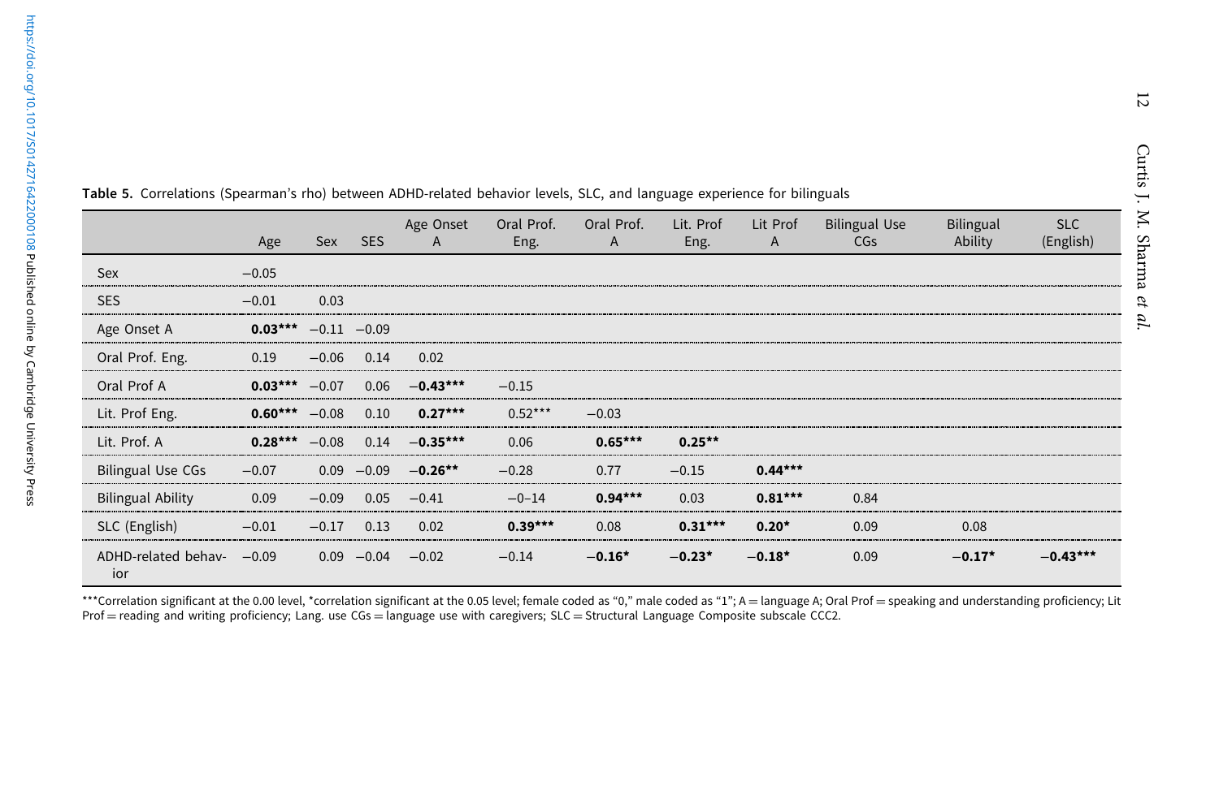**Table 5.** Correlations (Spearman's rho) between ADHD-related behavior levels, SLC, and language experience for bilinguals

| | Age | Sex | SES | Age Onset A | Oral Prof. Eng. | Oral Prof. A | Lit. Prof Eng. | Lit Prof A | Bilingual Use CGs | Bilingual Ability | SLC (English) |
|---|---|---|---|---|---|---|---|---|---|---|---|
| Sex | −0.05 | | | | | | | | | | |
| SES | −0.01 | 0.03 | | | | | | | | | |
| Age Onset A | **0.03***** | −0.11 | −0.09 | | | | | | | | |
| Oral Prof. Eng. | 0.19 | −0.06 | 0.14 | 0.02 | | | | | | | |
| Oral Prof A | **0.03***** | −0.07 | 0.06 | **−0.43***** | −0.15 | | | | | | |
| Lit. Prof Eng. | **0.60***** | −0.08 | 0.10 | **0.27***** | 0.52*** | −0.03 | | | | | |
| Lit. Prof. A | **0.28***** | −0.08 | 0.14 | **−0.35***** | 0.06 | **0.65***** | **0.25**** | | | | |
| Bilingual Use CGs | −0.07 | 0.09 | −0.09 | **−0.26**** | −0.28 | 0.77 | −0.15 | **0.44***** | | | |
| Bilingual Ability | 0.09 | −0.09 | 0.05 | −0.41 | −0–14 | **0.94***** | 0.03 | **0.81***** | 0.84 | | |
| SLC (English) | −0.01 | −0.17 | 0.13 | 0.02 | **0.39***** | 0.08 | **0.31***** | **0.20*** | 0.09 | 0.08 | |
| ADHD-related behavior | −0.09 | 0.09 | −0.04 | −0.02 | −0.14 | **−0.16*** | **−0.23*** | **−0.18*** | 0.09 | **−0.17*** | **−0.43***** |

***Correlation significant at the 0.00 level, *correlation significant at the 0.05 level; female coded as "0," male coded as "1"; A = language A; Oral Prof = speaking and understanding proficiency; Lit Prof = reading and writing proficiency; Lang. use CGs = language use with caregivers; SLC = Structural Language Composite subscale CCC2.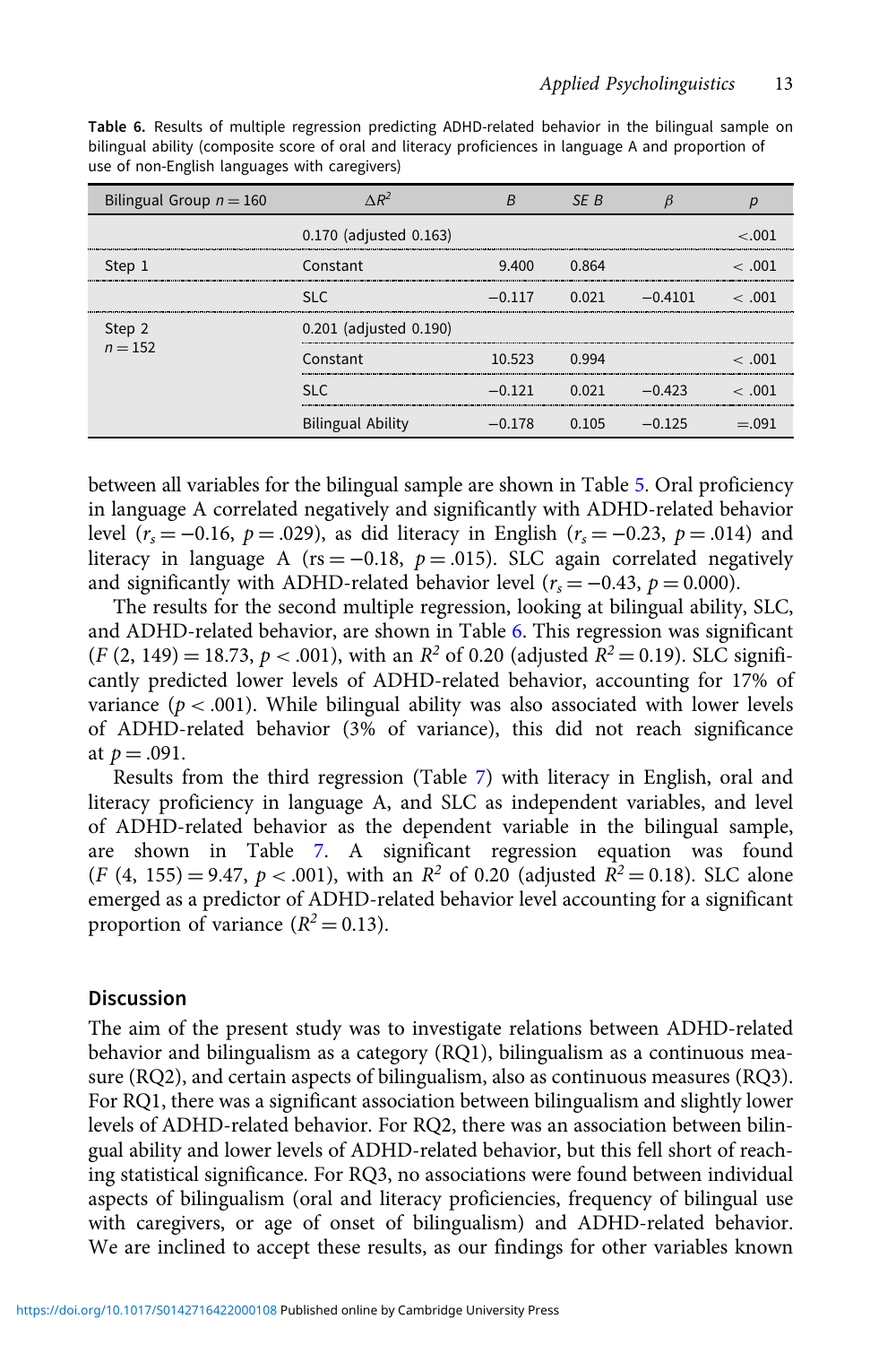**Table 6.** Results of multiple regression predicting ADHD-related behavior in the bilingual sample on bilingual ability (composite score of oral and literacy proficiences in language A and proportion of use of non-English languages with caregivers)

| Bilingual Group $n = 160$ | $\Delta R^2$ | $B$ | $SE\ B$ | $\beta$ | $p$ |
|---|---|---|---|---|---|
| | 0.170 (adjusted 0.163) | | | | <.001 |
| Step 1 | Constant | 9.400 | 0.864 | | < .001 |
| | SLC | −0.117 | 0.021 | −0.4101 | < .001 |
| Step 2 $n = 152$ | 0.201 (adjusted 0.190) | | | | |
| | Constant | 10.523 | 0.994 | | < .001 |
| | SLC | −0.121 | 0.021 | −0.423 | < .001 |
| | Bilingual Ability | −0.178 | 0.105 | −0.125 | =.091 |

between all variables for the bilingual sample are shown in Table 5. Oral proficiency in language A correlated negatively and significantly with ADHD-related behavior level ($r_s = -0.16$, $p = .029$), as did literacy in English ($r_s = -0.23$, $p = .014$) and literacy in language A (rs $= -0.18$, $p = .015$). SLC again correlated negatively and significantly with ADHD-related behavior level ($r_s = -0.43$, $p = 0.000$).

The results for the second multiple regression, looking at bilingual ability, SLC, and ADHD-related behavior, are shown in Table 6. This regression was significant ($F$ (2, 149) = 18.73, $p < .001$), with an $R^2$ of 0.20 (adjusted $R^2 = 0.19$). SLC significantly predicted lower levels of ADHD-related behavior, accounting for 17% of variance ($p < .001$). While bilingual ability was also associated with lower levels of ADHD-related behavior (3% of variance), this did not reach significance at $p = .091$.

Results from the third regression (Table 7) with literacy in English, oral and literacy proficiency in language A, and SLC as independent variables, and level of ADHD-related behavior as the dependent variable in the bilingual sample, are shown in Table 7. A significant regression equation was found ($F$ (4, 155) = 9.47, $p < .001$), with an $R^2$ of 0.20 (adjusted $R^2 = 0.18$). SLC alone emerged as a predictor of ADHD-related behavior level accounting for a significant proportion of variance ($R^2 = 0.13$).

## Discussion

The aim of the present study was to investigate relations between ADHD-related behavior and bilingualism as a category (RQ1), bilingualism as a continuous measure (RQ2), and certain aspects of bilingualism, also as continuous measures (RQ3). For RQ1, there was a significant association between bilingualism and slightly lower levels of ADHD-related behavior. For RQ2, there was an association between bilingual ability and lower levels of ADHD-related behavior, but this fell short of reaching statistical significance. For RQ3, no associations were found between individual aspects of bilingualism (oral and literacy proficiencies, frequency of bilingual use with caregivers, or age of onset of bilingualism) and ADHD-related behavior. We are inclined to accept these results, as our findings for other variables known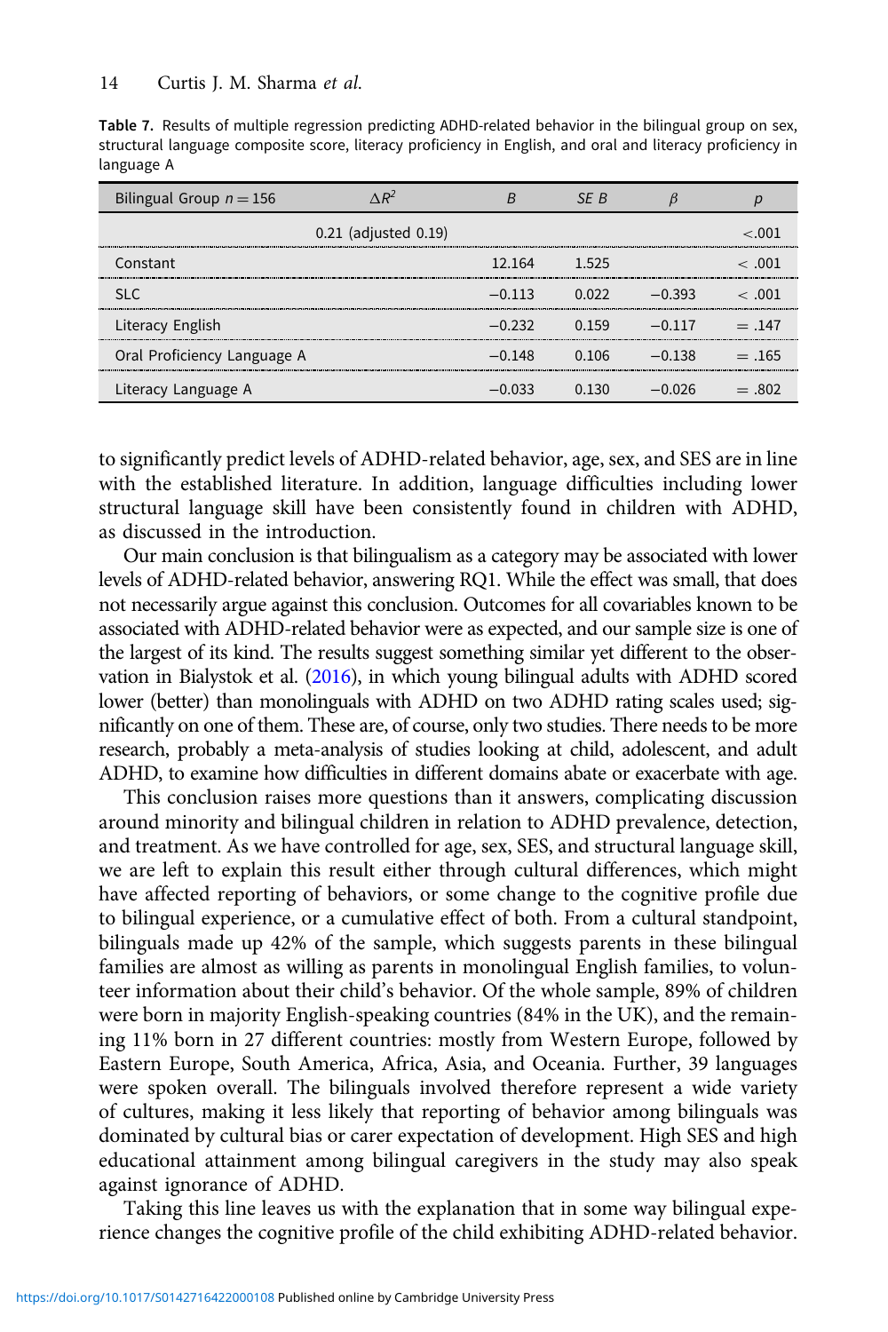**Table 7.** Results of multiple regression predicting ADHD-related behavior in the bilingual group on sex, structural language composite score, literacy proficiency in English, and oral and literacy proficiency in language A

| Bilingual Group $n = 156$ | $\Delta R^2$ | $B$ | $SE\ B$ | $\beta$ | $p$ |
|---|---|---|---|---|---|
| | 0.21 (adjusted 0.19) | | | | $<.001$ |
| Constant | | 12.164 | 1.525 | | $< .001$ |
| SLC | | −0.113 | 0.022 | −0.393 | $< .001$ |
| Literacy English | | −0.232 | 0.159 | −0.117 | $= .147$ |
| Oral Proficiency Language A | | −0.148 | 0.106 | −0.138 | $= .165$ |
| Literacy Language A | | −0.033 | 0.130 | −0.026 | $= .802$ |

to significantly predict levels of ADHD-related behavior, age, sex, and SES are in line with the established literature. In addition, language difficulties including lower structural language skill have been consistently found in children with ADHD, as discussed in the introduction.

Our main conclusion is that bilingualism as a category may be associated with lower levels of ADHD-related behavior, answering RQ1. While the effect was small, that does not necessarily argue against this conclusion. Outcomes for all covariables known to be associated with ADHD-related behavior were as expected, and our sample size is one of the largest of its kind. The results suggest something similar yet different to the observation in Bialystok et al. (2016), in which young bilingual adults with ADHD scored lower (better) than monolinguals with ADHD on two ADHD rating scales used; significantly on one of them. These are, of course, only two studies. There needs to be more research, probably a meta-analysis of studies looking at child, adolescent, and adult ADHD, to examine how difficulties in different domains abate or exacerbate with age.

This conclusion raises more questions than it answers, complicating discussion around minority and bilingual children in relation to ADHD prevalence, detection, and treatment. As we have controlled for age, sex, SES, and structural language skill, we are left to explain this result either through cultural differences, which might have affected reporting of behaviors, or some change to the cognitive profile due to bilingual experience, or a cumulative effect of both. From a cultural standpoint, bilinguals made up 42% of the sample, which suggests parents in these bilingual families are almost as willing as parents in monolingual English families, to volunteer information about their child's behavior. Of the whole sample, 89% of children were born in majority English-speaking countries (84% in the UK), and the remaining 11% born in 27 different countries: mostly from Western Europe, followed by Eastern Europe, South America, Africa, Asia, and Oceania. Further, 39 languages were spoken overall. The bilinguals involved therefore represent a wide variety of cultures, making it less likely that reporting of behavior among bilinguals was dominated by cultural bias or carer expectation of development. High SES and high educational attainment among bilingual caregivers in the study may also speak against ignorance of ADHD.

Taking this line leaves us with the explanation that in some way bilingual experience changes the cognitive profile of the child exhibiting ADHD-related behavior.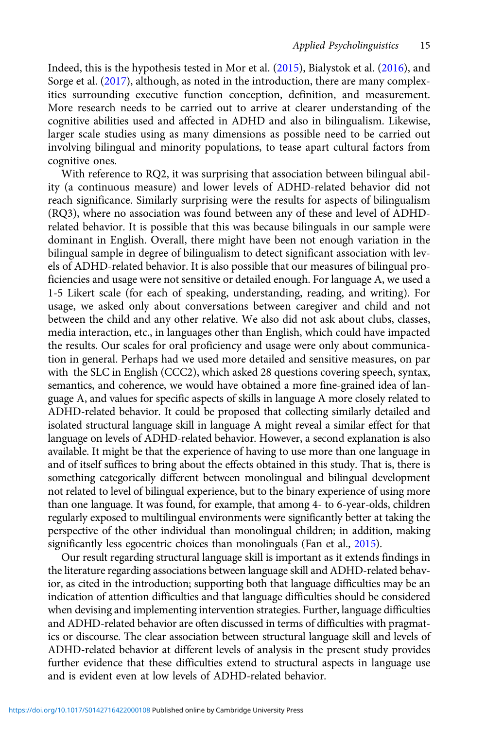Indeed, this is the hypothesis tested in Mor et al. (2015), Bialystok et al. (2016), and Sorge et al. (2017), although, as noted in the introduction, there are many complexities surrounding executive function conception, definition, and measurement. More research needs to be carried out to arrive at clearer understanding of the cognitive abilities used and affected in ADHD and also in bilingualism. Likewise, larger scale studies using as many dimensions as possible need to be carried out involving bilingual and minority populations, to tease apart cultural factors from cognitive ones.

With reference to RQ2, it was surprising that association between bilingual ability (a continuous measure) and lower levels of ADHD-related behavior did not reach significance. Similarly surprising were the results for aspects of bilingualism (RQ3), where no association was found between any of these and level of ADHD-related behavior. It is possible that this was because bilinguals in our sample were dominant in English. Overall, there might have been not enough variation in the bilingual sample in degree of bilingualism to detect significant association with levels of ADHD-related behavior. It is also possible that our measures of bilingual proficiencies and usage were not sensitive or detailed enough. For language A, we used a 1-5 Likert scale (for each of speaking, understanding, reading, and writing). For usage, we asked only about conversations between caregiver and child and not between the child and any other relative. We also did not ask about clubs, classes, media interaction, etc., in languages other than English, which could have impacted the results. Our scales for oral proficiency and usage were only about communication in general. Perhaps had we used more detailed and sensitive measures, on par with the SLC in English (CCC2), which asked 28 questions covering speech, syntax, semantics, and coherence, we would have obtained a more fine-grained idea of language A, and values for specific aspects of skills in language A more closely related to ADHD-related behavior. It could be proposed that collecting similarly detailed and isolated structural language skill in language A might reveal a similar effect for that language on levels of ADHD-related behavior. However, a second explanation is also available. It might be that the experience of having to use more than one language in and of itself suffices to bring about the effects obtained in this study. That is, there is something categorically different between monolingual and bilingual development not related to level of bilingual experience, but to the binary experience of using more than one language. It was found, for example, that among 4- to 6-year-olds, children regularly exposed to multilingual environments were significantly better at taking the perspective of the other individual than monolingual children; in addition, making significantly less egocentric choices than monolinguals (Fan et al., 2015).

Our result regarding structural language skill is important as it extends findings in the literature regarding associations between language skill and ADHD-related behavior, as cited in the introduction; supporting both that language difficulties may be an indication of attention difficulties and that language difficulties should be considered when devising and implementing intervention strategies. Further, language difficulties and ADHD-related behavior are often discussed in terms of difficulties with pragmatics or discourse. The clear association between structural language skill and levels of ADHD-related behavior at different levels of analysis in the present study provides further evidence that these difficulties extend to structural aspects in language use and is evident even at low levels of ADHD-related behavior.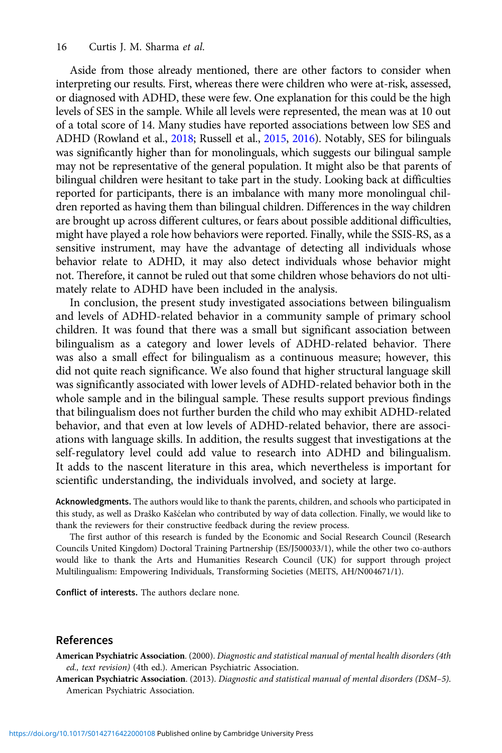Aside from those already mentioned, there are other factors to consider when interpreting our results. First, whereas there were children who were at-risk, assessed, or diagnosed with ADHD, these were few. One explanation for this could be the high levels of SES in the sample. While all levels were represented, the mean was at 10 out of a total score of 14. Many studies have reported associations between low SES and ADHD (Rowland et al., 2018; Russell et al., 2015, 2016). Notably, SES for bilinguals was significantly higher than for monolinguals, which suggests our bilingual sample may not be representative of the general population. It might also be that parents of bilingual children were hesitant to take part in the study. Looking back at difficulties reported for participants, there is an imbalance with many more monolingual children reported as having them than bilingual children. Differences in the way children are brought up across different cultures, or fears about possible additional difficulties, might have played a role how behaviors were reported. Finally, while the SSIS-RS, as a sensitive instrument, may have the advantage of detecting all individuals whose behavior relate to ADHD, it may also detect individuals whose behavior might not. Therefore, it cannot be ruled out that some children whose behaviors do not ultimately relate to ADHD have been included in the analysis.

In conclusion, the present study investigated associations between bilingualism and levels of ADHD-related behavior in a community sample of primary school children. It was found that there was a small but significant association between bilingualism as a category and lower levels of ADHD-related behavior. There was also a small effect for bilingualism as a continuous measure; however, this did not quite reach significance. We also found that higher structural language skill was significantly associated with lower levels of ADHD-related behavior both in the whole sample and in the bilingual sample. These results support previous findings that bilingualism does not further burden the child who may exhibit ADHD-related behavior, and that even at low levels of ADHD-related behavior, there are associations with language skills. In addition, the results suggest that investigations at the self-regulatory level could add value to research into ADHD and bilingualism. It adds to the nascent literature in this area, which nevertheless is important for scientific understanding, the individuals involved, and society at large.

**Acknowledgments.** The authors would like to thank the parents, children, and schools who participated in this study, as well as Draško Kašćelan who contributed by way of data collection. Finally, we would like to thank the reviewers for their constructive feedback during the review process.

The first author of this research is funded by the Economic and Social Research Council (Research Councils United Kingdom) Doctoral Training Partnership (ES/J500033/1), while the other two co-authors would like to thank the Arts and Humanities Research Council (UK) for support through project Multilingualism: Empowering Individuals, Transforming Societies (MEITS, AH/N004671/1).

**Conflict of interests.** The authors declare none.

## References

**American Psychiatric Association**. (2000). *Diagnostic and statistical manual of mental health disorders (4th ed., text revision)* (4th ed.). American Psychiatric Association.

**American Psychiatric Association**. (2013). *Diagnostic and statistical manual of mental disorders (DSM–5)*. American Psychiatric Association.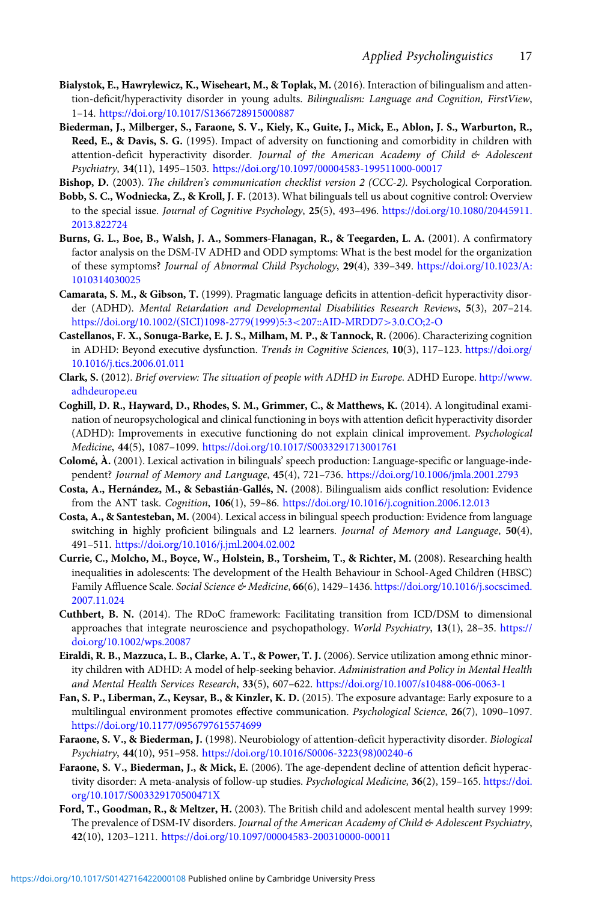**Bialystok, E., Hawrylewicz, K., Wiseheart, M., & Toplak, M.** (2016). Interaction of bilingualism and attention-deficit/hyperactivity disorder in young adults. *Bilingualism: Language and Cognition, FirstView*, 1–14. https://doi.org/10.1017/S1366728915000887

**Biederman, J., Milberger, S., Faraone, S. V., Kiely, K., Guite, J., Mick, E., Ablon, J. S., Warburton, R., Reed, E., & Davis, S. G.** (1995). Impact of adversity on functioning and comorbidity in children with attention-deficit hyperactivity disorder. *Journal of the American Academy of Child & Adolescent Psychiatry*, **34**(11), 1495–1503. https://doi.org/10.1097/00004583-199511000-00017

**Bishop, D.** (2003). *The children's communication checklist version 2 (CCC-2)*. Psychological Corporation.

**Bobb, S. C., Wodniecka, Z., & Kroll, J. F.** (2013). What bilinguals tell us about cognitive control: Overview to the special issue. *Journal of Cognitive Psychology*, **25**(5), 493–496. https://doi.org/10.1080/20445911.2013.822724

**Burns, G. L., Boe, B., Walsh, J. A., Sommers-Flanagan, R., & Teegarden, L. A.** (2001). A confirmatory factor analysis on the DSM-IV ADHD and ODD symptoms: What is the best model for the organization of these symptoms? *Journal of Abnormal Child Psychology*, **29**(4), 339–349. https://doi.org/10.1023/A:1010314030025

**Camarata, S. M., & Gibson, T.** (1999). Pragmatic language deficits in attention-deficit hyperactivity disorder (ADHD). *Mental Retardation and Developmental Disabilities Research Reviews*, **5**(3), 207–214. https://doi.org/10.1002/(SICI)1098-2779(1999)5:3<207::AID-MRDD7>3.0.CO;2-O

**Castellanos, F. X., Sonuga-Barke, E. J. S., Milham, M. P., & Tannock, R.** (2006). Characterizing cognition in ADHD: Beyond executive dysfunction. *Trends in Cognitive Sciences*, **10**(3), 117–123. https://doi.org/10.1016/j.tics.2006.01.011

**Clark, S.** (2012). *Brief overview: The situation of people with ADHD in Europe*. ADHD Europe. http://www.adhdeurope.eu

**Coghill, D. R., Hayward, D., Rhodes, S. M., Grimmer, C., & Matthews, K.** (2014). A longitudinal examination of neuropsychological and clinical functioning in boys with attention deficit hyperactivity disorder (ADHD): Improvements in executive functioning do not explain clinical improvement. *Psychological Medicine*, **44**(5), 1087–1099. https://doi.org/10.1017/S0033291713001761

**Colomé, À.** (2001). Lexical activation in bilinguals' speech production: Language-specific or language-independent? *Journal of Memory and Language*, **45**(4), 721–736. https://doi.org/10.1006/jmla.2001.2793

**Costa, A., Hernández, M., & Sebastián-Gallés, N.** (2008). Bilingualism aids conflict resolution: Evidence from the ANT task. *Cognition*, **106**(1), 59–86. https://doi.org/10.1016/j.cognition.2006.12.013

**Costa, A., & Santesteban, M.** (2004). Lexical access in bilingual speech production: Evidence from language switching in highly proficient bilinguals and L2 learners. *Journal of Memory and Language*, **50**(4), 491–511. https://doi.org/10.1016/j.jml.2004.02.002

**Currie, C., Molcho, M., Boyce, W., Holstein, B., Torsheim, T., & Richter, M.** (2008). Researching health inequalities in adolescents: The development of the Health Behaviour in School-Aged Children (HBSC) Family Affluence Scale. *Social Science & Medicine*, **66**(6), 1429–1436. https://doi.org/10.1016/j.socscimed.2007.11.024

**Cuthbert, B. N.** (2014). The RDoC framework: Facilitating transition from ICD/DSM to dimensional approaches that integrate neuroscience and psychopathology. *World Psychiatry*, **13**(1), 28–35. https://doi.org/10.1002/wps.20087

**Eiraldi, R. B., Mazzuca, L. B., Clarke, A. T., & Power, T. J.** (2006). Service utilization among ethnic minority children with ADHD: A model of help-seeking behavior. *Administration and Policy in Mental Health and Mental Health Services Research*, **33**(5), 607–622. https://doi.org/10.1007/s10488-006-0063-1

**Fan, S. P., Liberman, Z., Keysar, B., & Kinzler, K. D.** (2015). The exposure advantage: Early exposure to a multilingual environment promotes effective communication. *Psychological Science*, **26**(7), 1090–1097. https://doi.org/10.1177/0956797615574699

**Faraone, S. V., & Biederman, J.** (1998). Neurobiology of attention-deficit hyperactivity disorder. *Biological Psychiatry*, **44**(10), 951–958. https://doi.org/10.1016/S0006-3223(98)00240-6

**Faraone, S. V., Biederman, J., & Mick, E.** (2006). The age-dependent decline of attention deficit hyperactivity disorder: A meta-analysis of follow-up studies. *Psychological Medicine*, **36**(2), 159–165. https://doi.org/10.1017/S003329170500471X

**Ford, T., Goodman, R., & Meltzer, H.** (2003). The British child and adolescent mental health survey 1999: The prevalence of DSM-IV disorders. *Journal of the American Academy of Child & Adolescent Psychiatry*, **42**(10), 1203–1211. https://doi.org/10.1097/00004583-200310000-00011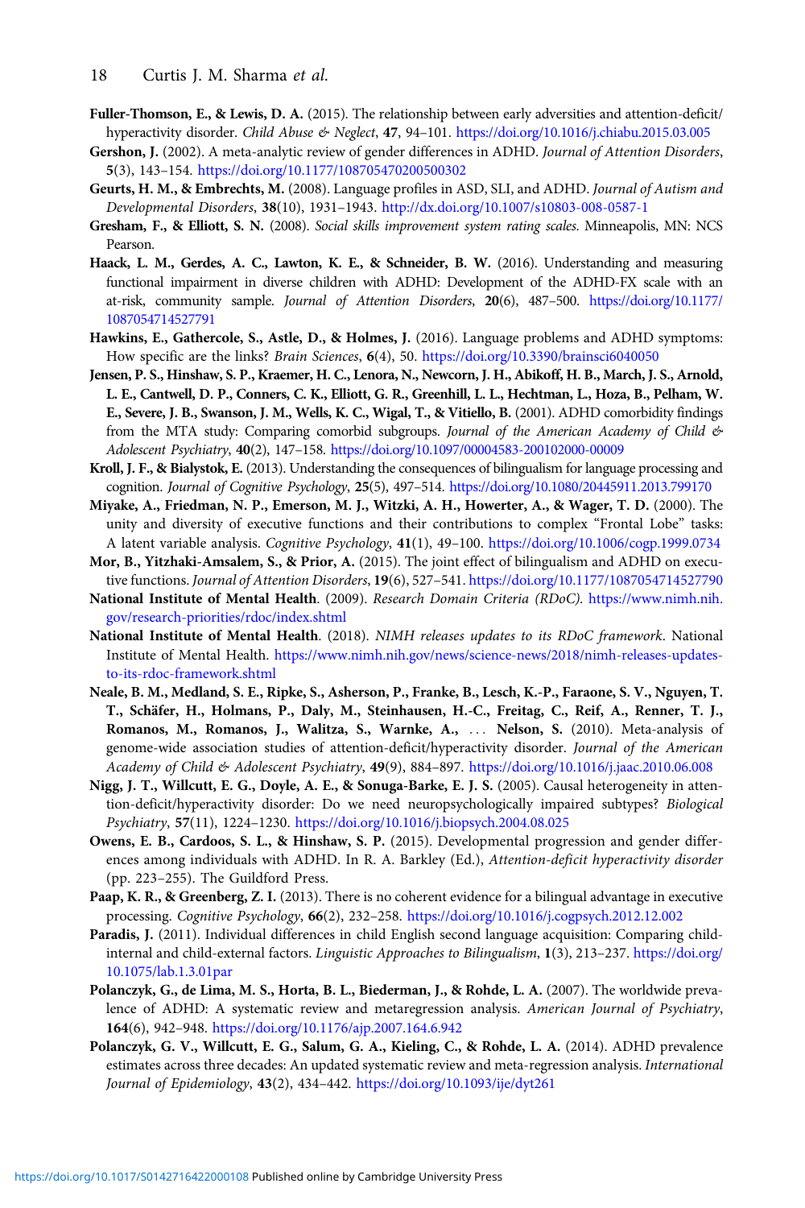**Fuller-Thomson, E., & Lewis, D. A.** (2015). The relationship between early adversities and attention-deficit/hyperactivity disorder. *Child Abuse & Neglect*, **47**, 94–101. https://doi.org/10.1016/j.chiabu.2015.03.005

**Gershon, J.** (2002). A meta-analytic review of gender differences in ADHD. *Journal of Attention Disorders*, **5**(3), 143–154. https://doi.org/10.1177/108705470200500302

**Geurts, H. M., & Embrechts, M.** (2008). Language profiles in ASD, SLI, and ADHD. *Journal of Autism and Developmental Disorders*, **38**(10), 1931–1943. http://dx.doi.org/10.1007/s10803-008-0587-1

**Gresham, F., & Elliott, S. N.** (2008). *Social skills improvement system rating scales*. Minneapolis, MN: NCS Pearson.

**Haack, L. M., Gerdes, A. C., Lawton, K. E., & Schneider, B. W.** (2016). Understanding and measuring functional impairment in diverse children with ADHD: Development of the ADHD-FX scale with an at-risk, community sample. *Journal of Attention Disorders*, **20**(6), 487–500. https://doi.org/10.1177/1087054714527791

**Hawkins, E., Gathercole, S., Astle, D., & Holmes, J.** (2016). Language problems and ADHD symptoms: How specific are the links? *Brain Sciences*, **6**(4), 50. https://doi.org/10.3390/brainsci6040050

**Jensen, P. S., Hinshaw, S. P., Kraemer, H. C., Lenora, N., Newcorn, J. H., Abikoff, H. B., March, J. S., Arnold, L. E., Cantwell, D. P., Conners, C. K., Elliott, G. R., Greenhill, L. L., Hechtman, L., Hoza, B., Pelham, W. E., Severe, J. B., Swanson, J. M., Wells, K. C., Wigal, T., & Vitiello, B.** (2001). ADHD comorbidity findings from the MTA study: Comparing comorbid subgroups. *Journal of the American Academy of Child & Adolescent Psychiatry*, **40**(2), 147–158. https://doi.org/10.1097/00004583-200102000-00009

**Kroll, J. F., & Bialystok, E.** (2013). Understanding the consequences of bilingualism for language processing and cognition. *Journal of Cognitive Psychology*, **25**(5), 497–514. https://doi.org/10.1080/20445911.2013.799170

**Miyake, A., Friedman, N. P., Emerson, M. J., Witzki, A. H., Howerter, A., & Wager, T. D.** (2000). The unity and diversity of executive functions and their contributions to complex "Frontal Lobe" tasks: A latent variable analysis. *Cognitive Psychology*, **41**(1), 49–100. https://doi.org/10.1006/cogp.1999.0734

**Mor, B., Yitzhaki-Amsalem, S., & Prior, A.** (2015). The joint effect of bilingualism and ADHD on executive functions. *Journal of Attention Disorders*, **19**(6), 527–541. https://doi.org/10.1177/1087054714527790

**National Institute of Mental Health**. (2009). *Research Domain Criteria (RDoC)*. https://www.nimh.nih.gov/research-priorities/rdoc/index.shtml

**National Institute of Mental Health**. (2018). *NIMH releases updates to its RDoC framework*. National Institute of Mental Health. https://www.nimh.nih.gov/news/science-news/2018/nimh-releases-updates-to-its-rdoc-framework.shtml

**Neale, B. M., Medland, S. E., Ripke, S., Asherson, P., Franke, B., Lesch, K.-P., Faraone, S. V., Nguyen, T. T., Schäfer, H., Holmans, P., Daly, M., Steinhausen, H.-C., Freitag, C., Reif, A., Renner, T. J., Romanos, M., Romanos, J., Walitza, S., Warnke, A., … Nelson, S.** (2010). Meta-analysis of genome-wide association studies of attention-deficit/hyperactivity disorder. *Journal of the American Academy of Child & Adolescent Psychiatry*, **49**(9), 884–897. https://doi.org/10.1016/j.jaac.2010.06.008

**Nigg, J. T., Willcutt, E. G., Doyle, A. E., & Sonuga-Barke, E. J. S.** (2005). Causal heterogeneity in attention-deficit/hyperactivity disorder: Do we need neuropsychologically impaired subtypes? *Biological Psychiatry*, **57**(11), 1224–1230. https://doi.org/10.1016/j.biopsych.2004.08.025

**Owens, E. B., Cardoos, S. L., & Hinshaw, S. P.** (2015). Developmental progression and gender differences among individuals with ADHD. In R. A. Barkley (Ed.), *Attention-deficit hyperactivity disorder* (pp. 223–255). The Guildford Press.

**Paap, K. R., & Greenberg, Z. I.** (2013). There is no coherent evidence for a bilingual advantage in executive processing. *Cognitive Psychology*, **66**(2), 232–258. https://doi.org/10.1016/j.cogpsych.2012.12.002

**Paradis, J.** (2011). Individual differences in child English second language acquisition: Comparing child-internal and child-external factors. *Linguistic Approaches to Bilingualism*, **1**(3), 213–237. https://doi.org/10.1075/lab.1.3.01par

**Polanczyk, G., de Lima, M. S., Horta, B. L., Biederman, J., & Rohde, L. A.** (2007). The worldwide prevalence of ADHD: A systematic review and metaregression analysis. *American Journal of Psychiatry*, **164**(6), 942–948. https://doi.org/10.1176/ajp.2007.164.6.942

**Polanczyk, G. V., Willcutt, E. G., Salum, G. A., Kieling, C., & Rohde, L. A.** (2014). ADHD prevalence estimates across three decades: An updated systematic review and meta-regression analysis. *International Journal of Epidemiology*, **43**(2), 434–442. https://doi.org/10.1093/ije/dyt261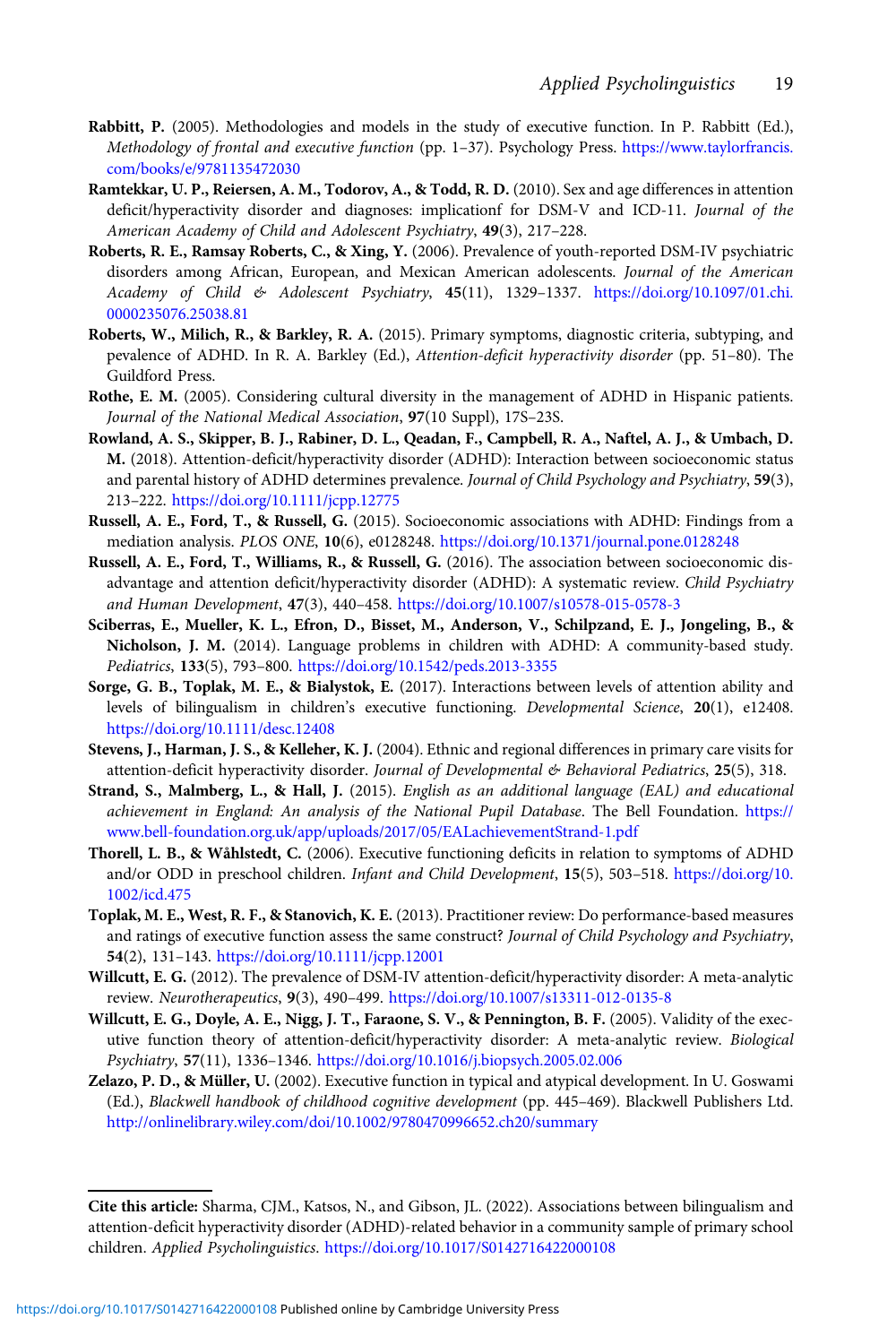**Rabbitt, P.** (2005). Methodologies and models in the study of executive function. In P. Rabbitt (Ed.), *Methodology of frontal and executive function* (pp. 1–37). Psychology Press. https://www.taylorfrancis.com/books/e/9781135472030

**Ramtekkar, U. P., Reiersen, A. M., Todorov, A., & Todd, R. D.** (2010). Sex and age differences in attention deficit/hyperactivity disorder and diagnoses: implicationf for DSM-V and ICD-11. *Journal of the American Academy of Child and Adolescent Psychiatry*, **49**(3), 217–228.

**Roberts, R. E., Ramsay Roberts, C., & Xing, Y.** (2006). Prevalence of youth-reported DSM-IV psychiatric disorders among African, European, and Mexican American adolescents. *Journal of the American Academy of Child & Adolescent Psychiatry*, **45**(11), 1329–1337. https://doi.org/10.1097/01.chi.0000235076.25038.81

**Roberts, W., Milich, R., & Barkley, R. A.** (2015). Primary symptoms, diagnostic criteria, subtyping, and pevalence of ADHD. In R. A. Barkley (Ed.), *Attention-deficit hyperactivity disorder* (pp. 51–80). The Guildford Press.

**Rothe, E. M.** (2005). Considering cultural diversity in the management of ADHD in Hispanic patients. *Journal of the National Medical Association*, **97**(10 Suppl), 17S–23S.

**Rowland, A. S., Skipper, B. J., Rabiner, D. L., Qeadan, F., Campbell, R. A., Naftel, A. J., & Umbach, D. M.** (2018). Attention-deficit/hyperactivity disorder (ADHD): Interaction between socioeconomic status and parental history of ADHD determines prevalence. *Journal of Child Psychology and Psychiatry*, **59**(3), 213–222. https://doi.org/10.1111/jcpp.12775

**Russell, A. E., Ford, T., & Russell, G.** (2015). Socioeconomic associations with ADHD: Findings from a mediation analysis. *PLOS ONE*, **10**(6), e0128248. https://doi.org/10.1371/journal.pone.0128248

**Russell, A. E., Ford, T., Williams, R., & Russell, G.** (2016). The association between socioeconomic disadvantage and attention deficit/hyperactivity disorder (ADHD): A systematic review. *Child Psychiatry and Human Development*, **47**(3), 440–458. https://doi.org/10.1007/s10578-015-0578-3

**Sciberras, E., Mueller, K. L., Efron, D., Bisset, M., Anderson, V., Schilpzand, E. J., Jongeling, B., & Nicholson, J. M.** (2014). Language problems in children with ADHD: A community-based study. *Pediatrics*, **133**(5), 793–800. https://doi.org/10.1542/peds.2013-3355

**Sorge, G. B., Toplak, M. E., & Bialystok, E.** (2017). Interactions between levels of attention ability and levels of bilingualism in children's executive functioning. *Developmental Science*, **20**(1), e12408. https://doi.org/10.1111/desc.12408

**Stevens, J., Harman, J. S., & Kelleher, K. J.** (2004). Ethnic and regional differences in primary care visits for attention-deficit hyperactivity disorder. *Journal of Developmental & Behavioral Pediatrics*, **25**(5), 318.

**Strand, S., Malmberg, L., & Hall, J.** (2015). *English as an additional language (EAL) and educational achievement in England: An analysis of the National Pupil Database*. The Bell Foundation. https://www.bell-foundation.org.uk/app/uploads/2017/05/EALachievementStrand-1.pdf

**Thorell, L. B., & Wåhlstedt, C.** (2006). Executive functioning deficits in relation to symptoms of ADHD and/or ODD in preschool children. *Infant and Child Development*, **15**(5), 503–518. https://doi.org/10.1002/icd.475

**Toplak, M. E., West, R. F., & Stanovich, K. E.** (2013). Practitioner review: Do performance-based measures and ratings of executive function assess the same construct? *Journal of Child Psychology and Psychiatry*, **54**(2), 131–143. https://doi.org/10.1111/jcpp.12001

**Willcutt, E. G.** (2012). The prevalence of DSM-IV attention-deficit/hyperactivity disorder: A meta-analytic review. *Neurotherapeutics*, **9**(3), 490–499. https://doi.org/10.1007/s13311-012-0135-8

**Willcutt, E. G., Doyle, A. E., Nigg, J. T., Faraone, S. V., & Pennington, B. F.** (2005). Validity of the executive function theory of attention-deficit/hyperactivity disorder: A meta-analytic review. *Biological Psychiatry*, **57**(11), 1336–1346. https://doi.org/10.1016/j.biopsych.2005.02.006

**Zelazo, P. D., & Müller, U.** (2002). Executive function in typical and atypical development. In U. Goswami (Ed.), *Blackwell handbook of childhood cognitive development* (pp. 445–469). Blackwell Publishers Ltd. http://onlinelibrary.wiley.com/doi/10.1002/9780470996652.ch20/summary

---

**Cite this article:** Sharma, CJM., Katsos, N., and Gibson, JL. (2022). Associations between bilingualism and attention-deficit hyperactivity disorder (ADHD)-related behavior in a community sample of primary school children. *Applied Psycholinguistics*. https://doi.org/10.1017/S0142716422000108